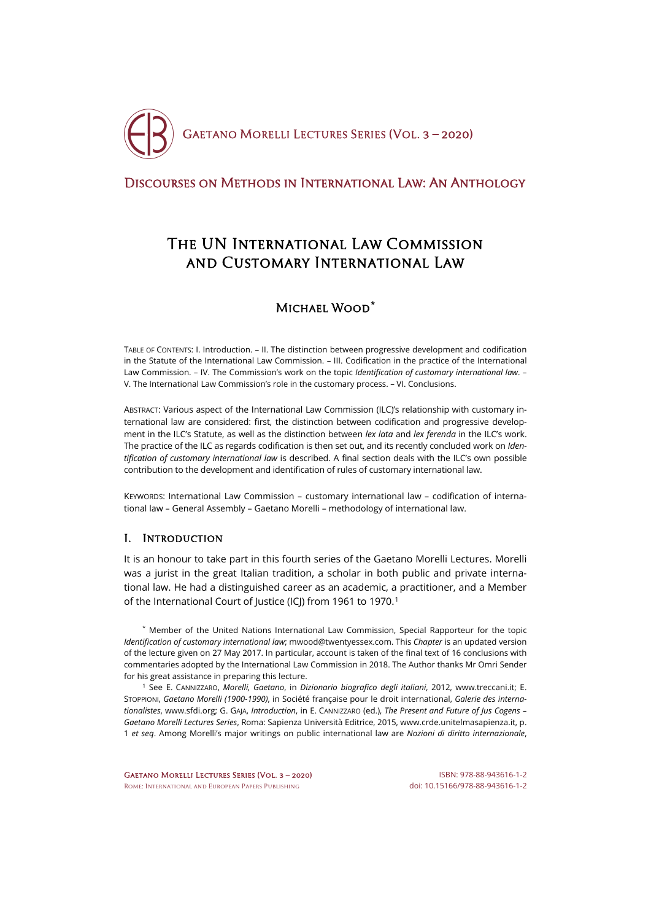# Discourses on Methods in International Law: An Anthology

# The UN International Law Commission and Customary International Law

## Michael Wood*

Table of Contents: I. Introduction. – II. The distinction between progressive development and codification in the Statute of the International Law Commission. – III. Codification in the practice of the International Law Commission. – IV. The Commission's work on the topic *Identification of customary international law*. – V. The International Law Commission's role in the customary process. – VI. Conclusions.

Abstract: Various aspect of the International Law Commission (ILC)'s relationship with customary international law are considered: first, the distinction between codification and progressive development in the ILC's Statute, as well as the distinction between *lex lata* and *lex ferenda* in the ILC's work. The practice of the ILC as regards codification is then set out, and its recently concluded work on *Identification of customary international law* is described. A final section deals with the ILC's own possible contribution to the development and identification of rules of customary international law.

Keywords: International Law Commission – customary international law – codification of international law – General Assembly – Gaetano Morelli – methodology of international law.

## I. Introduction

It is an honour to take part in this fourth series of the Gaetano Morelli Lectures. Morelli was a jurist in the great Italian tradition, a scholar in both public and private international law. He had a distinguished career as an academic, a practitioner, and a Member of the International Court of Justice (ICJ) from 1961 to 1970.[1]

\* Member of the United Nations International Law Commission, Special Rapporteur for the topic *Identification of customary international law*; mwood@twentyessex.com. This *Chapter* is an updated version of the lecture given on 27 May 2017. In particular, account is taken of the final text of 16 conclusions with commentaries adopted by the International Law Commission in 2018. The Author thanks Mr Omri Sender for his great assistance in preparing this lecture.

[1] See E. Cannizzaro, *Morelli, Gaetano*, in *Dizionario biografico degli italiani*, 2012, www.treccani.it; E. Stoppioni, *Gaetano Morelli (1900-1990)*, in Société française pour le droit international, *Galerie des internationalistes*, www.sfdi.org; G. Gaja, *Introduction*, in E. Cannizzaro (ed.), *The Present and Future of Jus Cogens – Gaetano Morelli Lectures Series*, Roma: Sapienza Università Editrice, 2015, www.crde.unitelmasapienza.it, p. 1 *et seq*. Among Morelli's major writings on public international law are *Nozioni di diritto internazionale*,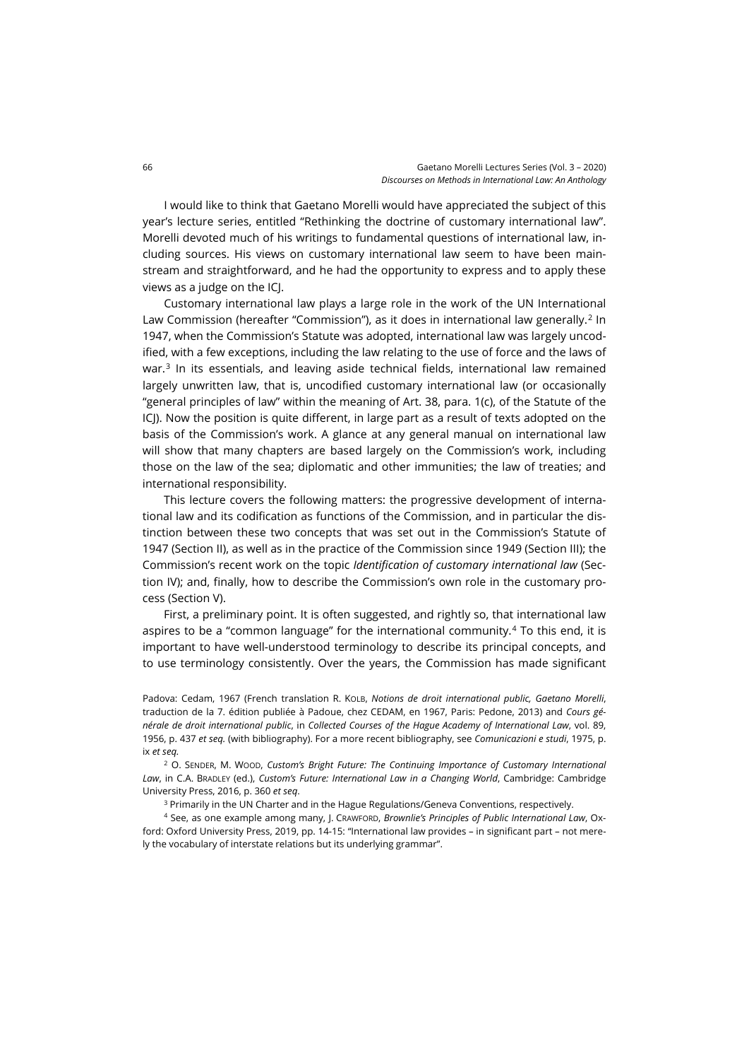I would like to think that Gaetano Morelli would have appreciated the subject of this year's lecture series, entitled "Rethinking the doctrine of customary international law". Morelli devoted much of his writings to fundamental questions of international law, including sources. His views on customary international law seem to have been mainstream and straightforward, and he had the opportunity to express and to apply these views as a judge on the ICJ.

Customary international law plays a large role in the work of the UN International Law Commission (hereafter "Commission"), as it does in international law generally.[2] In 1947, when the Commission's Statute was adopted, international law was largely uncodified, with a few exceptions, including the law relating to the use of force and the laws of war.[3] In its essentials, and leaving aside technical fields, international law remained largely unwritten law, that is, uncodified customary international law (or occasionally "general principles of law" within the meaning of Art. 38, para. 1(c), of the Statute of the ICJ). Now the position is quite different, in large part as a result of texts adopted on the basis of the Commission's work. A glance at any general manual on international law will show that many chapters are based largely on the Commission's work, including those on the law of the sea; diplomatic and other immunities; the law of treaties; and international responsibility.

This lecture covers the following matters: the progressive development of international law and its codification as functions of the Commission, and in particular the distinction between these two concepts that was set out in the Commission's Statute of 1947 (Section II), as well as in the practice of the Commission since 1949 (Section III); the Commission's recent work on the topic *Identification of customary international law* (Section IV); and, finally, how to describe the Commission's own role in the customary process (Section V).

First, a preliminary point. It is often suggested, and rightly so, that international law aspires to be a "common language" for the international community.[4] To this end, it is important to have well-understood terminology to describe its principal concepts, and to use terminology consistently. Over the years, the Commission has made significant

Padova: Cedam, 1967 (French translation R. Kolb, *Notions de droit international public, Gaetano Morelli*, traduction de la 7. édition publiée à Padoue, chez CEDAM, en 1967, Paris: Pedone, 2013) and *Cours générale de droit international public*, in *Collected Courses of the Hague Academy of International Law*, vol. 89, 1956, p. 437 *et seq.* (with bibliography). For a more recent bibliography, see *Comunicazioni e studi*, 1975, p. ix *et seq.*

[2] O. Sender, M. Wood, *Custom's Bright Future: The Continuing Importance of Customary International Law*, in C.A. Bradley (ed.), *Custom's Future: International Law in a Changing World*, Cambridge: Cambridge University Press, 2016, p. 360 *et seq*.

[3] Primarily in the UN Charter and in the Hague Regulations/Geneva Conventions, respectively.

[4] See, as one example among many, J. Crawford, *Brownlie's Principles of Public International Law*, Oxford: Oxford University Press, 2019, pp. 14-15: "International law provides – in significant part – not merely the vocabulary of interstate relations but its underlying grammar".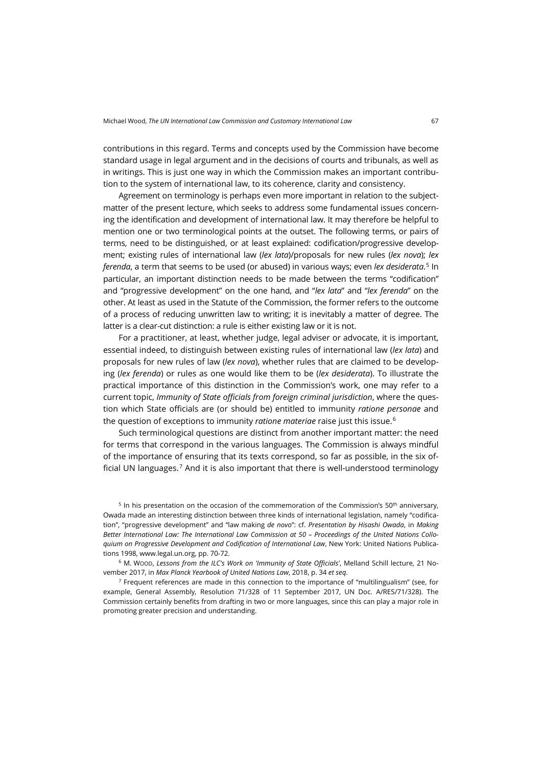contributions in this regard. Terms and concepts used by the Commission have become standard usage in legal argument and in the decisions of courts and tribunals, as well as in writings. This is just one way in which the Commission makes an important contribution to the system of international law, to its coherence, clarity and consistency.

Agreement on terminology is perhaps even more important in relation to the subject-matter of the present lecture, which seeks to address some fundamental issues concerning the identification and development of international law. It may therefore be helpful to mention one or two terminological points at the outset. The following terms, or pairs of terms, need to be distinguished, or at least explained: codification/progressive development; existing rules of international law (*lex lata*)/proposals for new rules (*lex nova*); *lex ferenda*, a term that seems to be used (or abused) in various ways; even *lex desiderata*.[5] In particular, an important distinction needs to be made between the terms "codification" and "progressive development" on the one hand, and "*lex lata*" and "*lex ferenda*" on the other. At least as used in the Statute of the Commission, the former refers to the outcome of a process of reducing unwritten law to writing; it is inevitably a matter of degree. The latter is a clear-cut distinction: a rule is either existing law or it is not.

For a practitioner, at least, whether judge, legal adviser or advocate, it is important, essential indeed, to distinguish between existing rules of international law (*lex lata*) and proposals for new rules of law (*lex nova*), whether rules that are claimed to be developing (*lex ferenda*) or rules as one would like them to be (*lex desiderata*). To illustrate the practical importance of this distinction in the Commission's work, one may refer to a current topic, *Immunity of State officials from foreign criminal jurisdiction*, where the question which State officials are (or should be) entitled to immunity *ratione personae* and the question of exceptions to immunity *ratione materiae* raise just this issue.[6]

Such terminological questions are distinct from another important matter: the need for terms that correspond in the various languages. The Commission is always mindful of the importance of ensuring that its texts correspond, so far as possible, in the six official UN languages.[7] And it is also important that there is well-understood terminology

[5] In his presentation on the occasion of the commemoration of the Commission's 50th anniversary, Owada made an interesting distinction between three kinds of international legislation, namely "codification", "progressive development" and "law making *de novo*": cf. *Presentation by Hisashi Owada*, in *Making Better International Law: The International Law Commission at 50 – Proceedings of the United Nations Colloquium on Progressive Development and Codification of International Law*, New York: United Nations Publications 1998, www.legal.un.org, pp. 70-72.

[6] M. Wood, *Lessons from the ILC's Work on 'Immunity of State Officials'*, Melland Schill lecture, 21 November 2017, in *Max Planck Yearbook of United Nations Law*, 2018, p. 34 *et seq*.

[7] Frequent references are made in this connection to the importance of "multilingualism" (see, for example, General Assembly, Resolution 71/328 of 11 September 2017, UN Doc. A/RES/71/328). The Commission certainly benefits from drafting in two or more languages, since this can play a major role in promoting greater precision and understanding.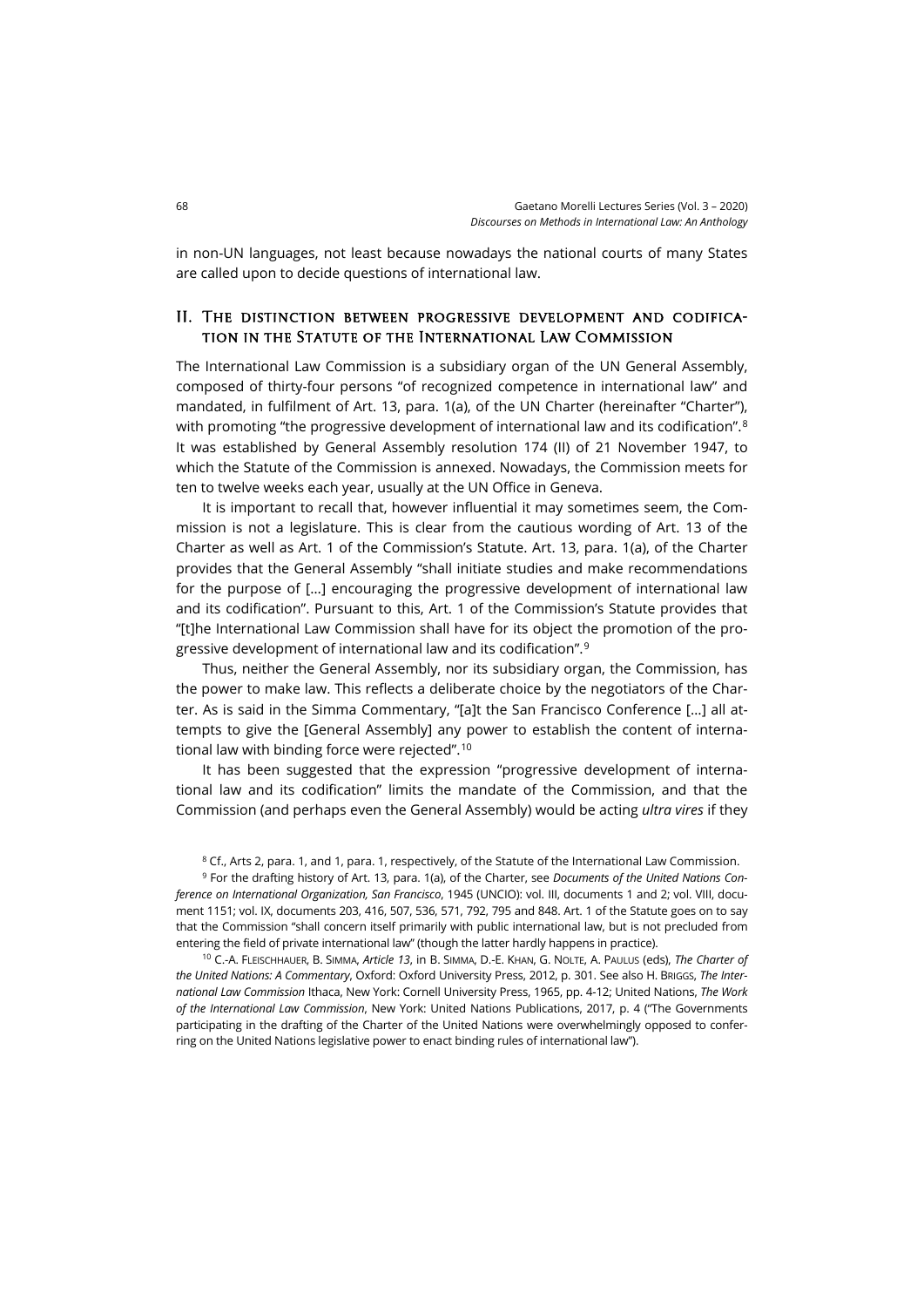in non-UN languages, not least because nowadays the national courts of many States are called upon to decide questions of international law.

## II. The distinction between progressive development and codification in the Statute of the International Law Commission

The International Law Commission is a subsidiary organ of the UN General Assembly, composed of thirty-four persons "of recognized competence in international law" and mandated, in fulfilment of Art. 13, para. 1(a), of the UN Charter (hereinafter "Charter"), with promoting "the progressive development of international law and its codification".[8] It was established by General Assembly resolution 174 (II) of 21 November 1947, to which the Statute of the Commission is annexed. Nowadays, the Commission meets for ten to twelve weeks each year, usually at the UN Office in Geneva.

It is important to recall that, however influential it may sometimes seem, the Commission is not a legislature. This is clear from the cautious wording of Art. 13 of the Charter as well as Art. 1 of the Commission's Statute. Art. 13, para. 1(a), of the Charter provides that the General Assembly "shall initiate studies and make recommendations for the purpose of [...] encouraging the progressive development of international law and its codification". Pursuant to this, Art. 1 of the Commission's Statute provides that "[t]he International Law Commission shall have for its object the promotion of the progressive development of international law and its codification".[9]

Thus, neither the General Assembly, nor its subsidiary organ, the Commission, has the power to make law. This reflects a deliberate choice by the negotiators of the Charter. As is said in the Simma Commentary, "[a]t the San Francisco Conference [...] all attempts to give the [General Assembly] any power to establish the content of international law with binding force were rejected".[10]

It has been suggested that the expression "progressive development of international law and its codification" limits the mandate of the Commission, and that the Commission (and perhaps even the General Assembly) would be acting *ultra vires* if they

[8] Cf., Arts 2, para. 1, and 1, para. 1, respectively, of the Statute of the International Law Commission.

[9] For the drafting history of Art. 13, para. 1(a), of the Charter, see *Documents of the United Nations Conference on International Organization, San Francisco*, 1945 (UNCIO): vol. III, documents 1 and 2; vol. VIII, document 1151; vol. IX, documents 203, 416, 507, 536, 571, 792, 795 and 848. Art. 1 of the Statute goes on to say that the Commission "shall concern itself primarily with public international law, but is not precluded from entering the field of private international law" (though the latter hardly happens in practice).

[10] C.-A. Fleischhauer, B. Simma, *Article 13*, in B. Simma, D.-E. Khan, G. Nolte, A. Paulus (eds), *The Charter of the United Nations: A Commentary*, Oxford: Oxford University Press, 2012, p. 301. See also H. Briggs, *The International Law Commission* Ithaca, New York: Cornell University Press, 1965, pp. 4-12; United Nations, *The Work of the International Law Commission*, New York: United Nations Publications, 2017, p. 4 ("The Governments participating in the drafting of the Charter of the United Nations were overwhelmingly opposed to conferring on the United Nations legislative power to enact binding rules of international law").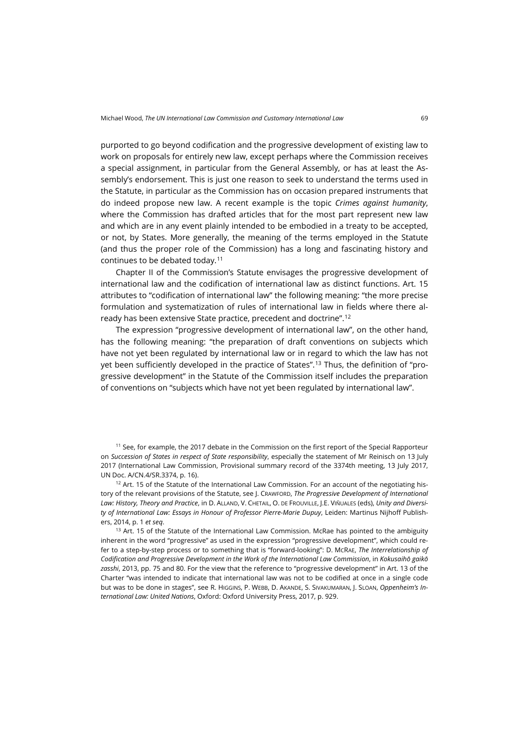purported to go beyond codification and the progressive development of existing law to work on proposals for entirely new law, except perhaps where the Commission receives a special assignment, in particular from the General Assembly, or has at least the Assembly's endorsement. This is just one reason to seek to understand the terms used in the Statute, in particular as the Commission has on occasion prepared instruments that do indeed propose new law. A recent example is the topic *Crimes against humanity*, where the Commission has drafted articles that for the most part represent new law and which are in any event plainly intended to be embodied in a treaty to be accepted, or not, by States. More generally, the meaning of the terms employed in the Statute (and thus the proper role of the Commission) has a long and fascinating history and continues to be debated today.[11]

Chapter II of the Commission's Statute envisages the progressive development of international law and the codification of international law as distinct functions. Art. 15 attributes to "codification of international law" the following meaning: "the more precise formulation and systematization of rules of international law in fields where there already has been extensive State practice, precedent and doctrine".[12]

The expression "progressive development of international law", on the other hand, has the following meaning: "the preparation of draft conventions on subjects which have not yet been regulated by international law or in regard to which the law has not yet been sufficiently developed in the practice of States".[13] Thus, the definition of "progressive development" in the Statute of the Commission itself includes the preparation of conventions on "subjects which have not yet been regulated by international law".

---

[11] See, for example, the 2017 debate in the Commission on the first report of the Special Rapporteur on *Succession of States in respect of State responsibility*, especially the statement of Mr Reinisch on 13 July 2017 (International Law Commission, Provisional summary record of the 3374th meeting, 13 July 2017, UN Doc. A/CN.4/SR.3374, p. 16).

[12] Art. 15 of the Statute of the International Law Commission. For an account of the negotiating history of the relevant provisions of the Statute, see J. Crawford, *The Progressive Development of International Law: History, Theory and Practice*, in D. Alland, V. Chetail, O. de Frouville, J.E. Viñuales (eds), *Unity and Diversity of International Law: Essays in Honour of Professor Pierre-Marie Dupuy*, Leiden: Martinus Nijhoff Publishers, 2014, p. 1 *et seq*.

[13] Art. 15 of the Statute of the International Law Commission. McRae has pointed to the ambiguity inherent in the word "progressive" as used in the expression "progressive development", which could refer to a step-by-step process or to something that is "forward-looking": D. McRae, *The Interrelationship of Codification and Progressive Development in the Work of the International Law Commission*, in *Kokusaihō gaikō zasshi*, 2013, pp. 75 and 80. For the view that the reference to "progressive development" in Art. 13 of the Charter "was intended to indicate that international law was not to be codified at once in a single code but was to be done in stages", see R. Higgins, P. Webb, D. Akande, S. Sivakumaran, J. Sloan, *Oppenheim's International Law: United Nations*, Oxford: Oxford University Press, 2017, p. 929.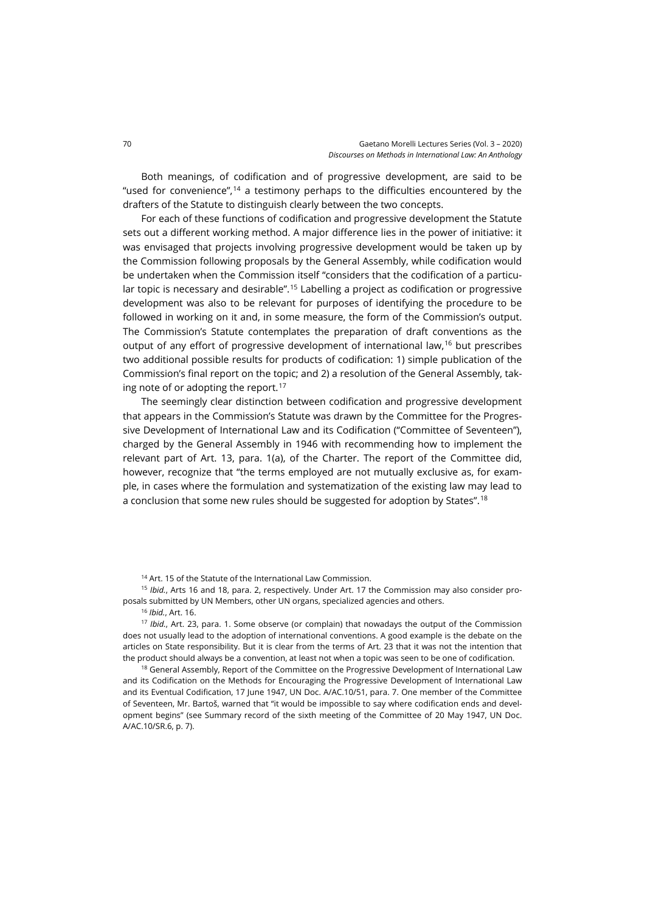Both meanings, of codification and of progressive development, are said to be "used for convenience",[14] a testimony perhaps to the difficulties encountered by the drafters of the Statute to distinguish clearly between the two concepts.

For each of these functions of codification and progressive development the Statute sets out a different working method. A major difference lies in the power of initiative: it was envisaged that projects involving progressive development would be taken up by the Commission following proposals by the General Assembly, while codification would be undertaken when the Commission itself "considers that the codification of a particular topic is necessary and desirable".[15] Labelling a project as codification or progressive development was also to be relevant for purposes of identifying the procedure to be followed in working on it and, in some measure, the form of the Commission's output. The Commission's Statute contemplates the preparation of draft conventions as the output of any effort of progressive development of international law,[16] but prescribes two additional possible results for products of codification: 1) simple publication of the Commission's final report on the topic; and 2) a resolution of the General Assembly, taking note of or adopting the report.[17]

The seemingly clear distinction between codification and progressive development that appears in the Commission's Statute was drawn by the Committee for the Progressive Development of International Law and its Codification ("Committee of Seventeen"), charged by the General Assembly in 1946 with recommending how to implement the relevant part of Art. 13, para. 1(a), of the Charter. The report of the Committee did, however, recognize that "the terms employed are not mutually exclusive as, for example, in cases where the formulation and systematization of the existing law may lead to a conclusion that some new rules should be suggested for adoption by States".[18]

[14] Art. 15 of the Statute of the International Law Commission.

[15] *Ibid.*, Arts 16 and 18, para. 2, respectively. Under Art. 17 the Commission may also consider proposals submitted by UN Members, other UN organs, specialized agencies and others.

[16] *Ibid.*, Art. 16.

[17] *Ibid.*, Art. 23, para. 1. Some observe (or complain) that nowadays the output of the Commission does not usually lead to the adoption of international conventions. A good example is the debate on the articles on State responsibility. But it is clear from the terms of Art. 23 that it was not the intention that the product should always be a convention, at least not when a topic was seen to be one of codification.

[18] General Assembly, Report of the Committee on the Progressive Development of International Law and its Codification on the Methods for Encouraging the Progressive Development of International Law and its Eventual Codification, 17 June 1947, UN Doc. A/AC.10/51, para. 7. One member of the Committee of Seventeen, Mr. Bartoš, warned that "it would be impossible to say where codification ends and development begins" (see Summary record of the sixth meeting of the Committee of 20 May 1947, UN Doc. A/AC.10/SR.6, p. 7).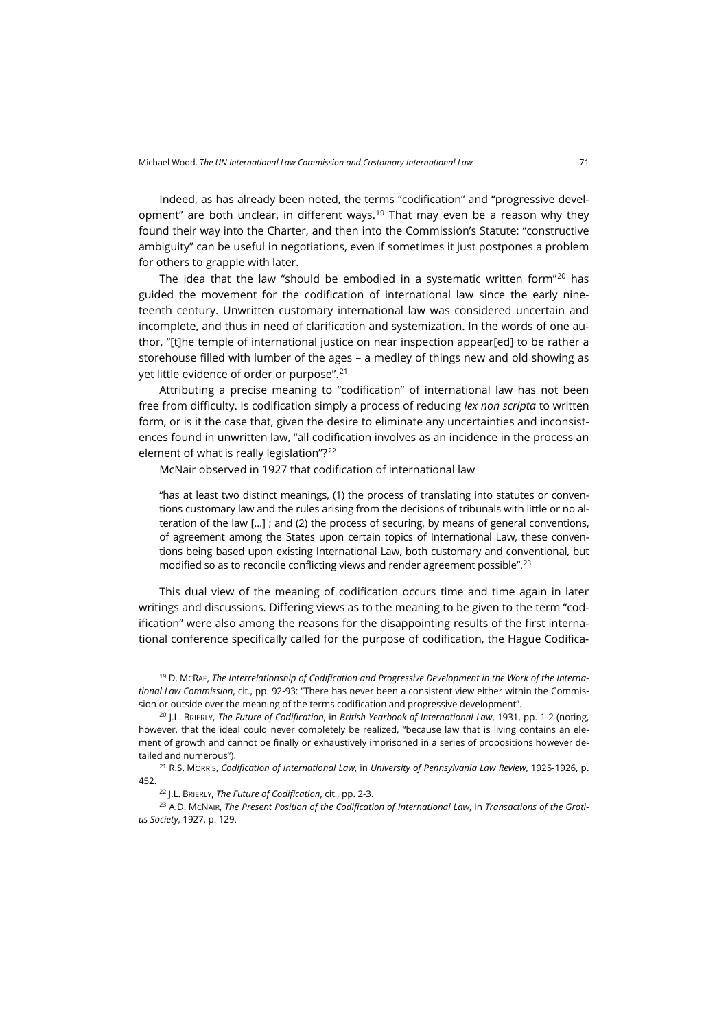Indeed, as has already been noted, the terms "codification" and "progressive development" are both unclear, in different ways.[19] That may even be a reason why they found their way into the Charter, and then into the Commission's Statute: "constructive ambiguity" can be useful in negotiations, even if sometimes it just postpones a problem for others to grapple with later.

The idea that the law "should be embodied in a systematic written form"[20] has guided the movement for the codification of international law since the early nineteenth century. Unwritten customary international law was considered uncertain and incomplete, and thus in need of clarification and systemization. In the words of one author, "[t]he temple of international justice on near inspection appear[ed] to be rather a storehouse filled with lumber of the ages – a medley of things new and old showing as yet little evidence of order or purpose".[21]

Attributing a precise meaning to "codification" of international law has not been free from difficulty. Is codification simply a process of reducing *lex non scripta* to written form, or is it the case that, given the desire to eliminate any uncertainties and inconsistences found in unwritten law, "all codification involves as an incidence in the process an element of what is really legislation"?[22]

McNair observed in 1927 that codification of international law

> "has at least two distinct meanings, (1) the process of translating into statutes or conventions customary law and the rules arising from the decisions of tribunals with little or no alteration of the law […] ; and (2) the process of securing, by means of general conventions, of agreement among the States upon certain topics of International Law, these conventions being based upon existing International Law, both customary and conventional, but modified so as to reconcile conflicting views and render agreement possible".[23]

This dual view of the meaning of codification occurs time and time again in later writings and discussions. Differing views as to the meaning to be given to the term "codification" were also among the reasons for the disappointing results of the first international conference specifically called for the purpose of codification, the Hague Codifica-

[19] D. McRae, *The Interrelationship of Codification and Progressive Development in the Work of the International Law Commission*, cit., pp. 92-93: "There has never been a consistent view either within the Commission or outside over the meaning of the terms codification and progressive development".

[20] J.L. Brierly, *The Future of Codification*, in *British Yearbook of International Law*, 1931, pp. 1-2 (noting, however, that the ideal could never completely be realized, "because law that is living contains an element of growth and cannot be finally or exhaustively imprisoned in a series of propositions however detailed and numerous").

[21] R.S. Morris, *Codification of International Law*, in *University of Pennsylvania Law Review*, 1925-1926, p. 452.

[22] J.L. Brierly, *The Future of Codification*, cit., pp. 2-3.

[23] A.D. McNair, *The Present Position of the Codification of International Law*, in *Transactions of the Grotius Society*, 1927, p. 129.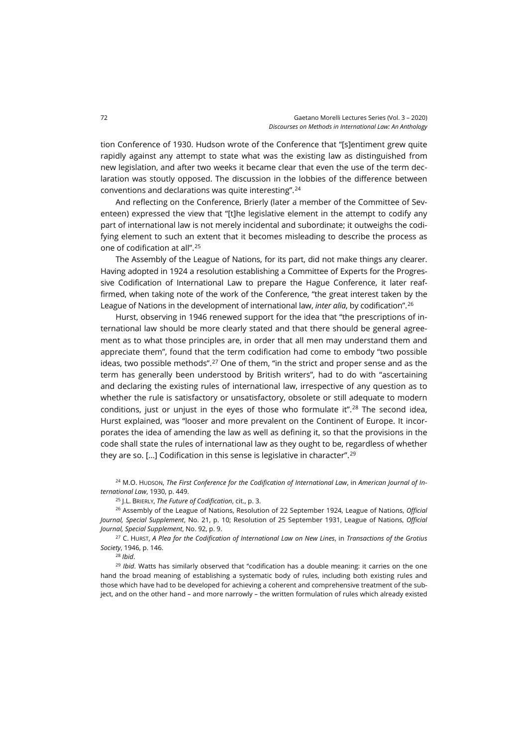tion Conference of 1930. Hudson wrote of the Conference that "[s]entiment grew quite rapidly against any attempt to state what was the existing law as distinguished from new legislation, and after two weeks it became clear that even the use of the term declaration was stoutly opposed. The discussion in the lobbies of the difference between conventions and declarations was quite interesting".[24]

And reflecting on the Conference, Brierly (later a member of the Committee of Seventeen) expressed the view that "[t]he legislative element in the attempt to codify any part of international law is not merely incidental and subordinate; it outweighs the codifying element to such an extent that it becomes misleading to describe the process as one of codification at all".[25]

The Assembly of the League of Nations, for its part, did not make things any clearer. Having adopted in 1924 a resolution establishing a Committee of Experts for the Progressive Codification of International Law to prepare the Hague Conference, it later reaffirmed, when taking note of the work of the Conference, "the great interest taken by the League of Nations in the development of international law, *inter alia*, by codification".[26]

Hurst, observing in 1946 renewed support for the idea that "the prescriptions of international law should be more clearly stated and that there should be general agreement as to what those principles are, in order that all men may understand them and appreciate them", found that the term codification had come to embody "two possible ideas, two possible methods".[27] One of them, "in the strict and proper sense and as the term has generally been understood by British writers", had to do with "ascertaining and declaring the existing rules of international law, irrespective of any question as to whether the rule is satisfactory or unsatisfactory, obsolete or still adequate to modern conditions, just or unjust in the eyes of those who formulate it".[28] The second idea, Hurst explained, was "looser and more prevalent on the Continent of Europe. It incorporates the idea of amending the law as well as defining it, so that the provisions in the code shall state the rules of international law as they ought to be, regardless of whether they are so. [...] Codification in this sense is legislative in character".[29]

[24] M.O. Hudson, *The First Conference for the Codification of International Law*, in *American Journal of International Law*, 1930, p. 449.

[25] J.L. Brierly, *The Future of Codification*, cit., p. 3.

[26] Assembly of the League of Nations, Resolution of 22 September 1924, League of Nations, *Official Journal, Special Supplement*, No. 21, p. 10; Resolution of 25 September 1931, League of Nations, *Official Journal, Special Supplement*, No. 92, p. 9.

[27] C. Hurst, *A Plea for the Codification of International Law on New Lines*, in *Transactions of the Grotius Society*, 1946, p. 146.

[28] *Ibid*.

[29] *Ibid*. Watts has similarly observed that "codification has a double meaning: it carries on the one hand the broad meaning of establishing a systematic body of rules, including both existing rules and those which have had to be developed for achieving a coherent and comprehensive treatment of the subject, and on the other hand – and more narrowly – the written formulation of rules which already existed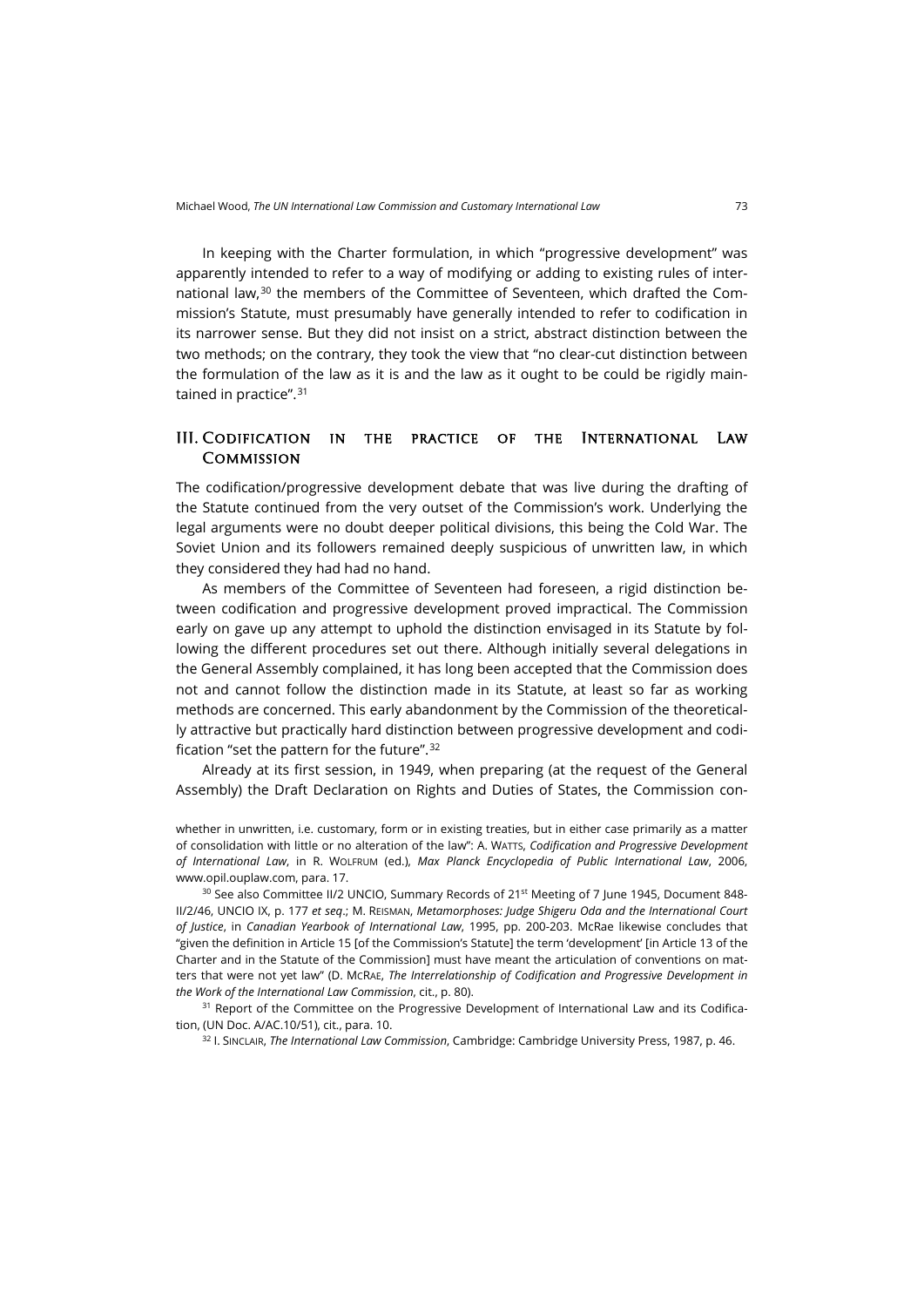In keeping with the Charter formulation, in which "progressive development" was apparently intended to refer to a way of modifying or adding to existing rules of international law,[30] the members of the Committee of Seventeen, which drafted the Commission's Statute, must presumably have generally intended to refer to codification in its narrower sense. But they did not insist on a strict, abstract distinction between the two methods; on the contrary, they took the view that "no clear-cut distinction between the formulation of the law as it is and the law as it ought to be could be rigidly maintained in practice".[31]

## III. Codification in the practice of the International Law Commission

The codification/progressive development debate that was live during the drafting of the Statute continued from the very outset of the Commission's work. Underlying the legal arguments were no doubt deeper political divisions, this being the Cold War. The Soviet Union and its followers remained deeply suspicious of unwritten law, in which they considered they had had no hand.

As members of the Committee of Seventeen had foreseen, a rigid distinction between codification and progressive development proved impractical. The Commission early on gave up any attempt to uphold the distinction envisaged in its Statute by following the different procedures set out there. Although initially several delegations in the General Assembly complained, it has long been accepted that the Commission does not and cannot follow the distinction made in its Statute, at least so far as working methods are concerned. This early abandonment by the Commission of the theoretically attractive but practically hard distinction between progressive development and codification "set the pattern for the future".[32]

Already at its first session, in 1949, when preparing (at the request of the General Assembly) the Draft Declaration on Rights and Duties of States, the Commission con-

whether in unwritten, i.e. customary, form or in existing treaties, but in either case primarily as a matter of consolidation with little or no alteration of the law": A. Watts, *Codification and Progressive Development of International Law*, in R. Wolfrum (ed.), *Max Planck Encyclopedia of Public International Law*, 2006, www.opil.ouplaw.com, para. 17.

[30] See also Committee II/2 UNCIO, Summary Records of 21st Meeting of 7 June 1945, Document 848-II/2/46, UNCIO IX, p. 177 *et seq*.; M. Reisman, *Metamorphoses: Judge Shigeru Oda and the International Court of Justice*, in *Canadian Yearbook of International Law*, 1995, pp. 200-203. McRae likewise concludes that "given the definition in Article 15 [of the Commission's Statute] the term 'development' [in Article 13 of the Charter and in the Statute of the Commission] must have meant the articulation of conventions on matters that were not yet law" (D. McRae, *The Interrelationship of Codification and Progressive Development in the Work of the International Law Commission*, cit., p. 80).

[31] Report of the Committee on the Progressive Development of International Law and its Codification, (UN Doc. A/AC.10/51), cit., para. 10.

[32] I. Sinclair, *The International Law Commission*, Cambridge: Cambridge University Press, 1987, p. 46.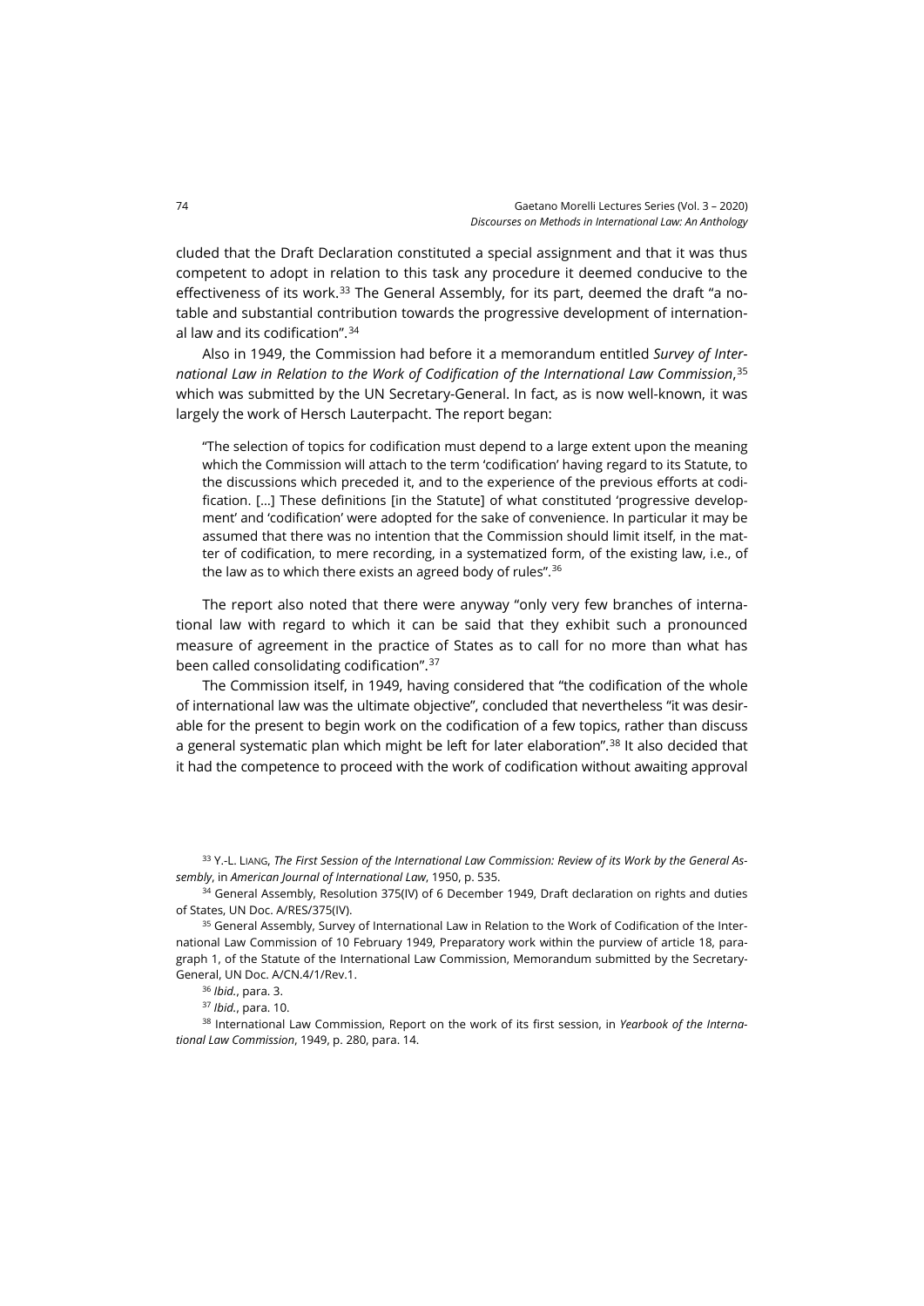cluded that the Draft Declaration constituted a special assignment and that it was thus competent to adopt in relation to this task any procedure it deemed conducive to the effectiveness of its work.[33] The General Assembly, for its part, deemed the draft "a notable and substantial contribution towards the progressive development of international law and its codification".[34]

Also in 1949, the Commission had before it a memorandum entitled *Survey of International Law in Relation to the Work of Codification of the International Law Commission*,[35] which was submitted by the UN Secretary-General. In fact, as is now well-known, it was largely the work of Hersch Lauterpacht. The report began:

> "The selection of topics for codification must depend to a large extent upon the meaning which the Commission will attach to the term 'codification' having regard to its Statute, to the discussions which preceded it, and to the experience of the previous efforts at codification. [...] These definitions [in the Statute] of what constituted 'progressive development' and 'codification' were adopted for the sake of convenience. In particular it may be assumed that there was no intention that the Commission should limit itself, in the matter of codification, to mere recording, in a systematized form, of the existing law, i.e., of the law as to which there exists an agreed body of rules".[36]

The report also noted that there were anyway "only very few branches of international law with regard to which it can be said that they exhibit such a pronounced measure of agreement in the practice of States as to call for no more than what has been called consolidating codification".[37]

The Commission itself, in 1949, having considered that "the codification of the whole of international law was the ultimate objective", concluded that nevertheless "it was desirable for the present to begin work on the codification of a few topics, rather than discuss a general systematic plan which might be left for later elaboration".[38] It also decided that it had the competence to proceed with the work of codification without awaiting approval

[33] Y.-L. Liang, *The First Session of the International Law Commission: Review of its Work by the General Assembly*, in *American Journal of International Law*, 1950, p. 535.

[34] General Assembly, Resolution 375(IV) of 6 December 1949, Draft declaration on rights and duties of States, UN Doc. A/RES/375(IV).

[35] General Assembly, Survey of International Law in Relation to the Work of Codification of the International Law Commission of 10 February 1949, Preparatory work within the purview of article 18, paragraph 1, of the Statute of the International Law Commission, Memorandum submitted by the Secretary-General, UN Doc. A/CN.4/1/Rev.1.

[36] *Ibid.*, para. 3.

[37] *Ibid.*, para. 10.

[38] International Law Commission, Report on the work of its first session, in *Yearbook of the International Law Commission*, 1949, p. 280, para. 14.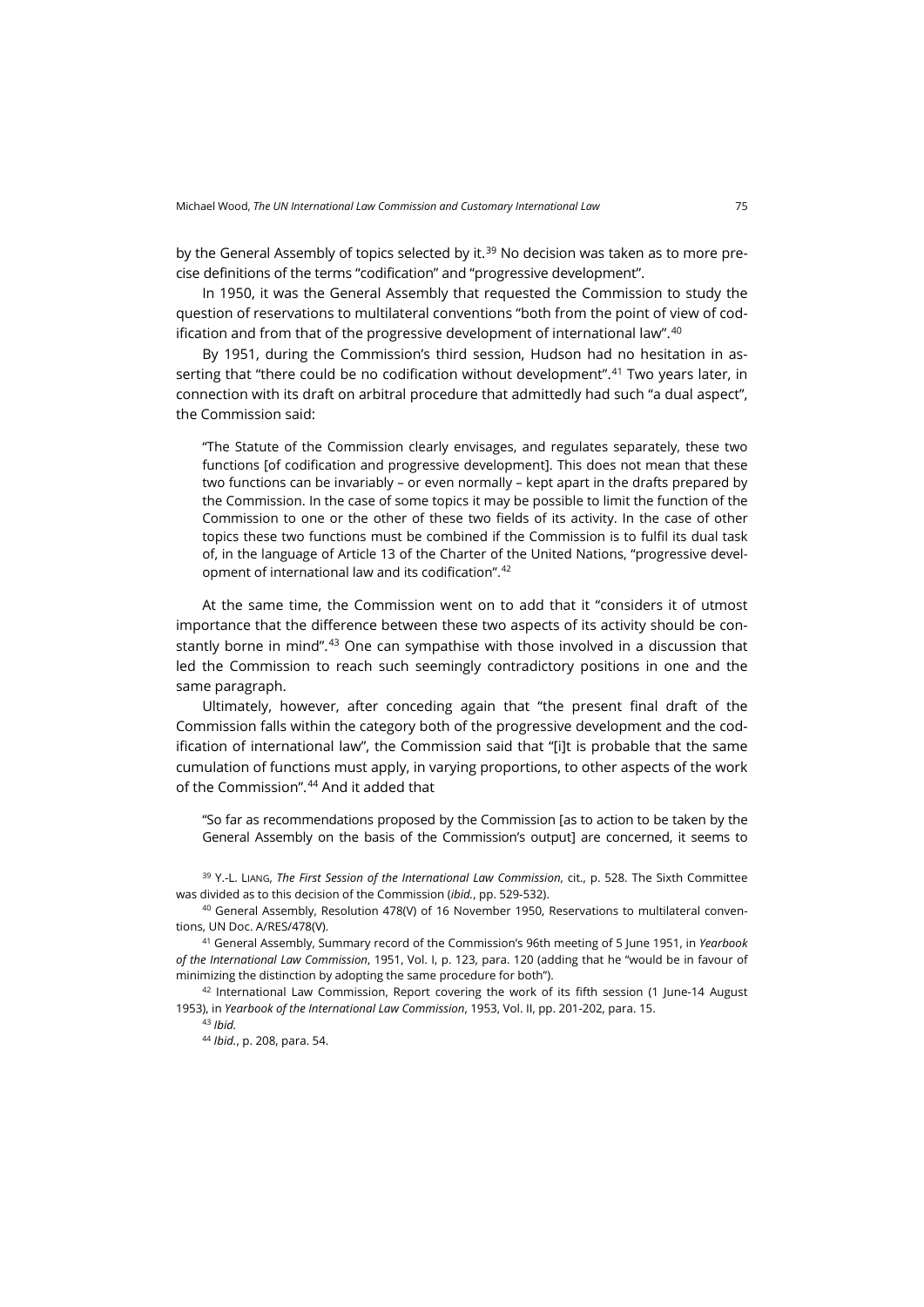by the General Assembly of topics selected by it.[39] No decision was taken as to more precise definitions of the terms "codification" and "progressive development".

In 1950, it was the General Assembly that requested the Commission to study the question of reservations to multilateral conventions "both from the point of view of codification and from that of the progressive development of international law".[40]

By 1951, during the Commission's third session, Hudson had no hesitation in asserting that "there could be no codification without development".[41] Two years later, in connection with its draft on arbitral procedure that admittedly had such "a dual aspect", the Commission said:

> "The Statute of the Commission clearly envisages, and regulates separately, these two functions [of codification and progressive development]. This does not mean that these two functions can be invariably – or even normally – kept apart in the drafts prepared by the Commission. In the case of some topics it may be possible to limit the function of the Commission to one or the other of these two fields of its activity. In the case of other topics these two functions must be combined if the Commission is to fulfil its dual task of, in the language of Article 13 of the Charter of the United Nations, "progressive development of international law and its codification".[42]

At the same time, the Commission went on to add that it "considers it of utmost importance that the difference between these two aspects of its activity should be constantly borne in mind".[43] One can sympathise with those involved in a discussion that led the Commission to reach such seemingly contradictory positions in one and the same paragraph.

Ultimately, however, after conceding again that "the present final draft of the Commission falls within the category both of the progressive development and the codification of international law", the Commission said that "[i]t is probable that the same cumulation of functions must apply, in varying proportions, to other aspects of the work of the Commission".[44] And it added that

> "So far as recommendations proposed by the Commission [as to action to be taken by the General Assembly on the basis of the Commission's output] are concerned, it seems to

---

[39] Y.-L. Liang, *The First Session of the International Law Commission*, cit., p. 528. The Sixth Committee was divided as to this decision of the Commission (*ibid.*, pp. 529-532).

[40] General Assembly, Resolution 478(V) of 16 November 1950, Reservations to multilateral conventions, UN Doc. A/RES/478(V).

[41] General Assembly, Summary record of the Commission's 96th meeting of 5 June 1951, in *Yearbook of the International Law Commission*, 1951, Vol. I, p. 123, para. 120 (adding that he "would be in favour of minimizing the distinction by adopting the same procedure for both").

[42] International Law Commission, Report covering the work of its fifth session (1 June-14 August 1953), in *Yearbook of the International Law Commission*, 1953, Vol. II, pp. 201-202, para. 15.

[43] *Ibid.*

[44] *Ibid.*, p. 208, para. 54.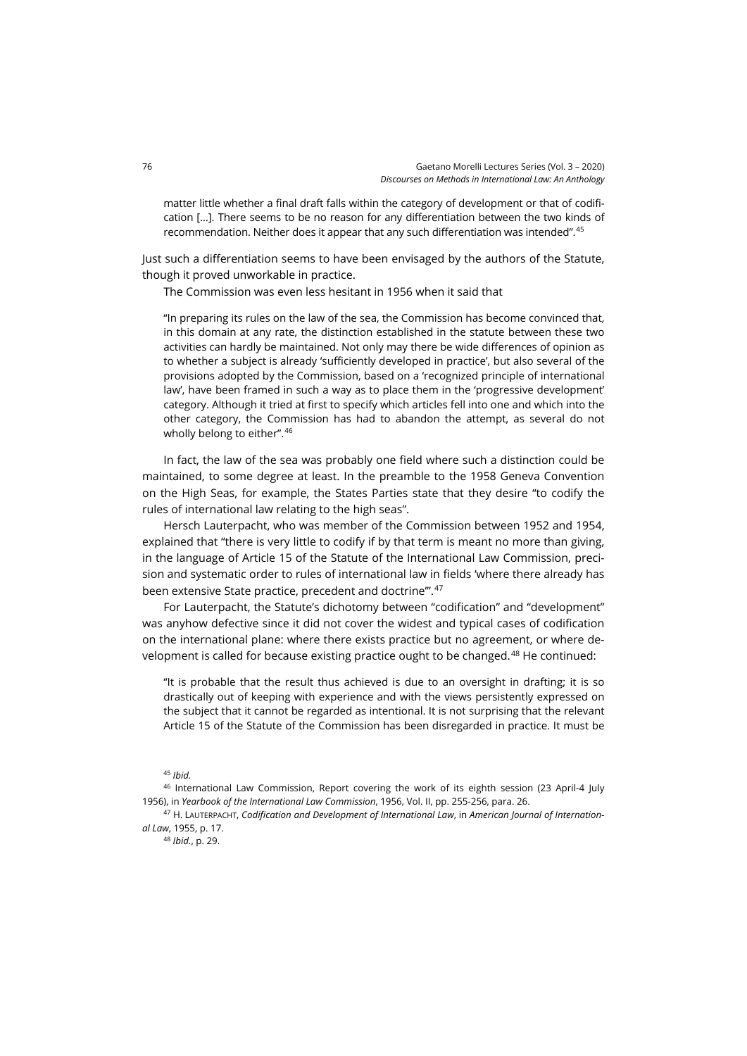> matter little whether a final draft falls within the category of development or that of codification [...]. There seems to be no reason for any differentiation between the two kinds of recommendation. Neither does it appear that any such differentiation was intended".[45]

Just such a differentiation seems to have been envisaged by the authors of the Statute, though it proved unworkable in practice.

The Commission was even less hesitant in 1956 when it said that

> "In preparing its rules on the law of the sea, the Commission has become convinced that, in this domain at any rate, the distinction established in the statute between these two activities can hardly be maintained. Not only may there be wide differences of opinion as to whether a subject is already 'sufficiently developed in practice', but also several of the provisions adopted by the Commission, based on a 'recognized principle of international law', have been framed in such a way as to place them in the 'progressive development' category. Although it tried at first to specify which articles fell into one and which into the other category, the Commission has had to abandon the attempt, as several do not wholly belong to either".[46]

In fact, the law of the sea was probably one field where such a distinction could be maintained, to some degree at least. In the preamble to the 1958 Geneva Convention on the High Seas, for example, the States Parties state that they desire "to codify the rules of international law relating to the high seas".

Hersch Lauterpacht, who was member of the Commission between 1952 and 1954, explained that "there is very little to codify if by that term is meant no more than giving, in the language of Article 15 of the Statute of the International Law Commission, precision and systematic order to rules of international law in fields 'where there already has been extensive State practice, precedent and doctrine'".[47]

For Lauterpacht, the Statute's dichotomy between "codification" and "development" was anyhow defective since it did not cover the widest and typical cases of codification on the international plane: where there exists practice but no agreement, or where development is called for because existing practice ought to be changed.[48] He continued:

> "It is probable that the result thus achieved is due to an oversight in drafting; it is so drastically out of keeping with experience and with the views persistently expressed on the subject that it cannot be regarded as intentional. It is not surprising that the relevant Article 15 of the Statute of the Commission has been disregarded in practice. It must be

---

[45] *Ibid.*

[46] International Law Commission, Report covering the work of its eighth session (23 April-4 July 1956), in *Yearbook of the International Law Commission*, 1956, Vol. II, pp. 255-256, para. 26.

[47] H. Lauterpacht, *Codification and Development of International Law*, in *American Journal of International Law*, 1955, p. 17.

[48] *Ibid.*, p. 29.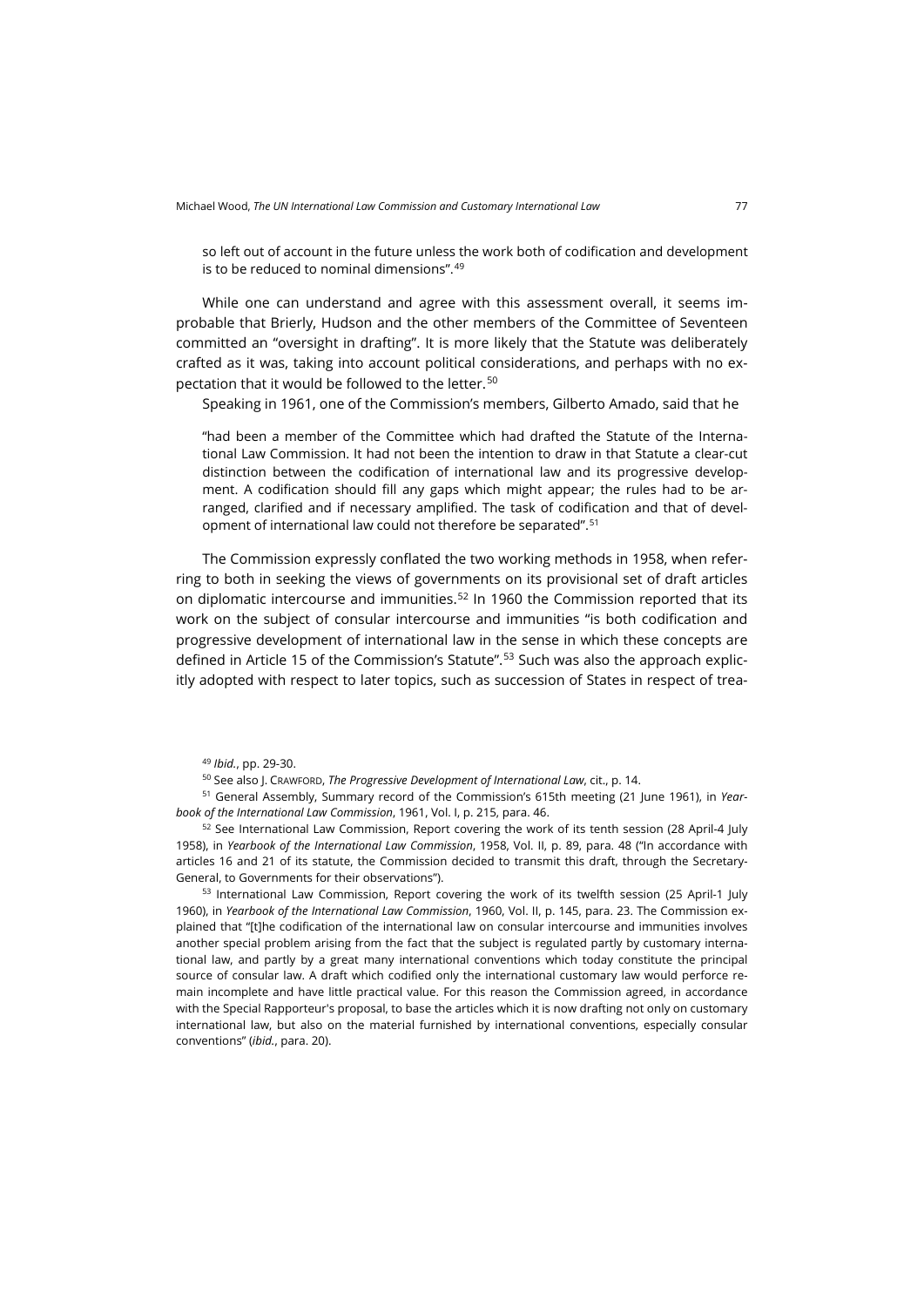so left out of account in the future unless the work both of codification and development is to be reduced to nominal dimensions".[49]

While one can understand and agree with this assessment overall, it seems improbable that Brierly, Hudson and the other members of the Committee of Seventeen committed an "oversight in drafting". It is more likely that the Statute was deliberately crafted as it was, taking into account political considerations, and perhaps with no expectation that it would be followed to the letter.[50]

Speaking in 1961, one of the Commission's members, Gilberto Amado, said that he

"had been a member of the Committee which had drafted the Statute of the International Law Commission. It had not been the intention to draw in that Statute a clear-cut distinction between the codification of international law and its progressive development. A codification should fill any gaps which might appear; the rules had to be arranged, clarified and if necessary amplified. The task of codification and that of development of international law could not therefore be separated".[51]

The Commission expressly conflated the two working methods in 1958, when referring to both in seeking the views of governments on its provisional set of draft articles on diplomatic intercourse and immunities.[52] In 1960 the Commission reported that its work on the subject of consular intercourse and immunities "is both codification and progressive development of international law in the sense in which these concepts are defined in Article 15 of the Commission's Statute".[53] Such was also the approach explicitly adopted with respect to later topics, such as succession of States in respect of trea-

[49] *Ibid.*, pp. 29-30.

[50] See also J. Crawford, *The Progressive Development of International Law*, cit., p. 14.

[51] General Assembly, Summary record of the Commission's 615th meeting (21 June 1961), in *Yearbook of the International Law Commission*, 1961, Vol. I, p. 215, para. 46.

[52] See International Law Commission, Report covering the work of its tenth session (28 April-4 July 1958), in *Yearbook of the International Law Commission*, 1958, Vol. II, p. 89, para. 48 ("In accordance with articles 16 and 21 of its statute, the Commission decided to transmit this draft, through the Secretary-General, to Governments for their observations").

[53] International Law Commission, Report covering the work of its twelfth session (25 April-1 July 1960), in *Yearbook of the International Law Commission*, 1960, Vol. II, p. 145, para. 23. The Commission explained that "[t]he codification of the international law on consular intercourse and immunities involves another special problem arising from the fact that the subject is regulated partly by customary international law, and partly by a great many international conventions which today constitute the principal source of consular law. A draft which codified only the international customary law would perforce remain incomplete and have little practical value. For this reason the Commission agreed, in accordance with the Special Rapporteur's proposal, to base the articles which it is now drafting not only on customary international law, but also on the material furnished by international conventions, especially consular conventions" (*ibid.*, para. 20).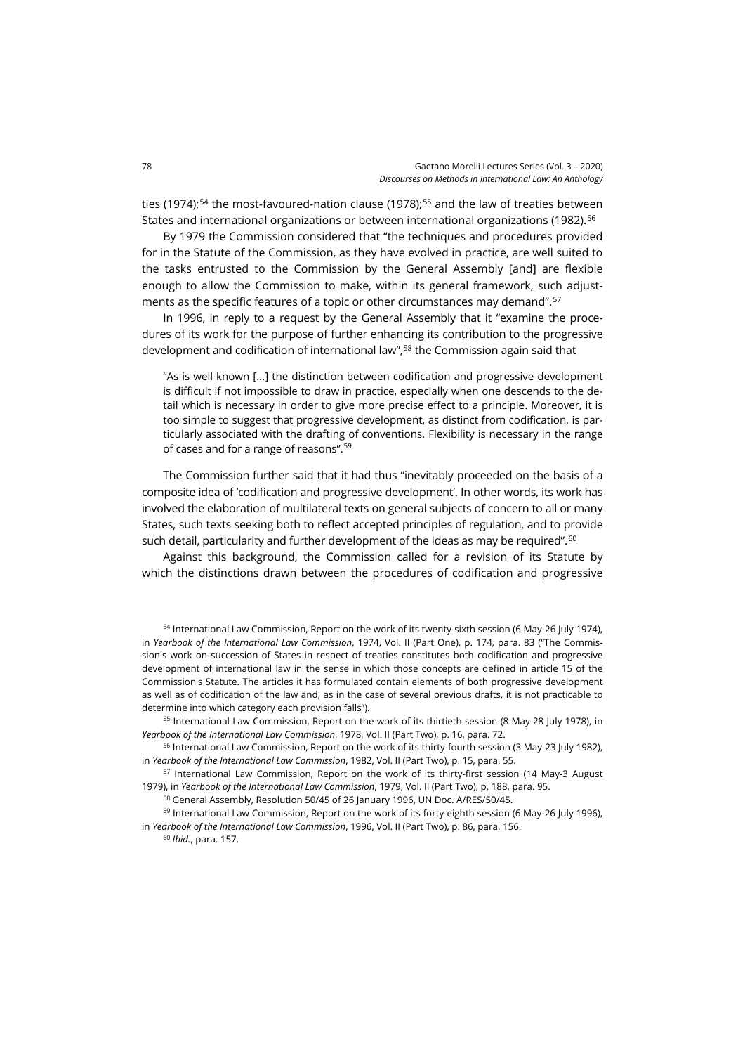ties (1974);[54] the most-favoured-nation clause (1978);[55] and the law of treaties between States and international organizations or between international organizations (1982).[56]

By 1979 the Commission considered that "the techniques and procedures provided for in the Statute of the Commission, as they have evolved in practice, are well suited to the tasks entrusted to the Commission by the General Assembly [and] are flexible enough to allow the Commission to make, within its general framework, such adjustments as the specific features of a topic or other circumstances may demand".[57]

In 1996, in reply to a request by the General Assembly that it "examine the procedures of its work for the purpose of further enhancing its contribution to the progressive development and codification of international law",[58] the Commission again said that

> "As is well known […] the distinction between codification and progressive development is difficult if not impossible to draw in practice, especially when one descends to the detail which is necessary in order to give more precise effect to a principle. Moreover, it is too simple to suggest that progressive development, as distinct from codification, is particularly associated with the drafting of conventions. Flexibility is necessary in the range of cases and for a range of reasons".[59]

The Commission further said that it had thus "inevitably proceeded on the basis of a composite idea of 'codification and progressive development'. In other words, its work has involved the elaboration of multilateral texts on general subjects of concern to all or many States, such texts seeking both to reflect accepted principles of regulation, and to provide such detail, particularity and further development of the ideas as may be required".[60]

Against this background, the Commission called for a revision of its Statute by which the distinctions drawn between the procedures of codification and progressive

---

[54] International Law Commission, Report on the work of its twenty-sixth session (6 May-26 July 1974), in *Yearbook of the International Law Commission*, 1974, Vol. II (Part One), p. 174, para. 83 ("The Commission's work on succession of States in respect of treaties constitutes both codification and progressive development of international law in the sense in which those concepts are defined in article 15 of the Commission's Statute. The articles it has formulated contain elements of both progressive development as well as of codification of the law and, as in the case of several previous drafts, it is not practicable to determine into which category each provision falls").

[55] International Law Commission, Report on the work of its thirtieth session (8 May-28 July 1978), in *Yearbook of the International Law Commission*, 1978, Vol. II (Part Two), p. 16, para. 72.

[56] International Law Commission, Report on the work of its thirty-fourth session (3 May-23 July 1982), in *Yearbook of the International Law Commission*, 1982, Vol. II (Part Two), p. 15, para. 55.

[57] International Law Commission, Report on the work of its thirty-first session (14 May-3 August 1979), in *Yearbook of the International Law Commission*, 1979, Vol. II (Part Two), p. 188, para. 95.

[58] General Assembly, Resolution 50/45 of 26 January 1996, UN Doc. A/RES/50/45.

[59] International Law Commission, Report on the work of its forty-eighth session (6 May-26 July 1996), in *Yearbook of the International Law Commission*, 1996, Vol. II (Part Two), p. 86, para. 156.

[60] *Ibid.*, para. 157.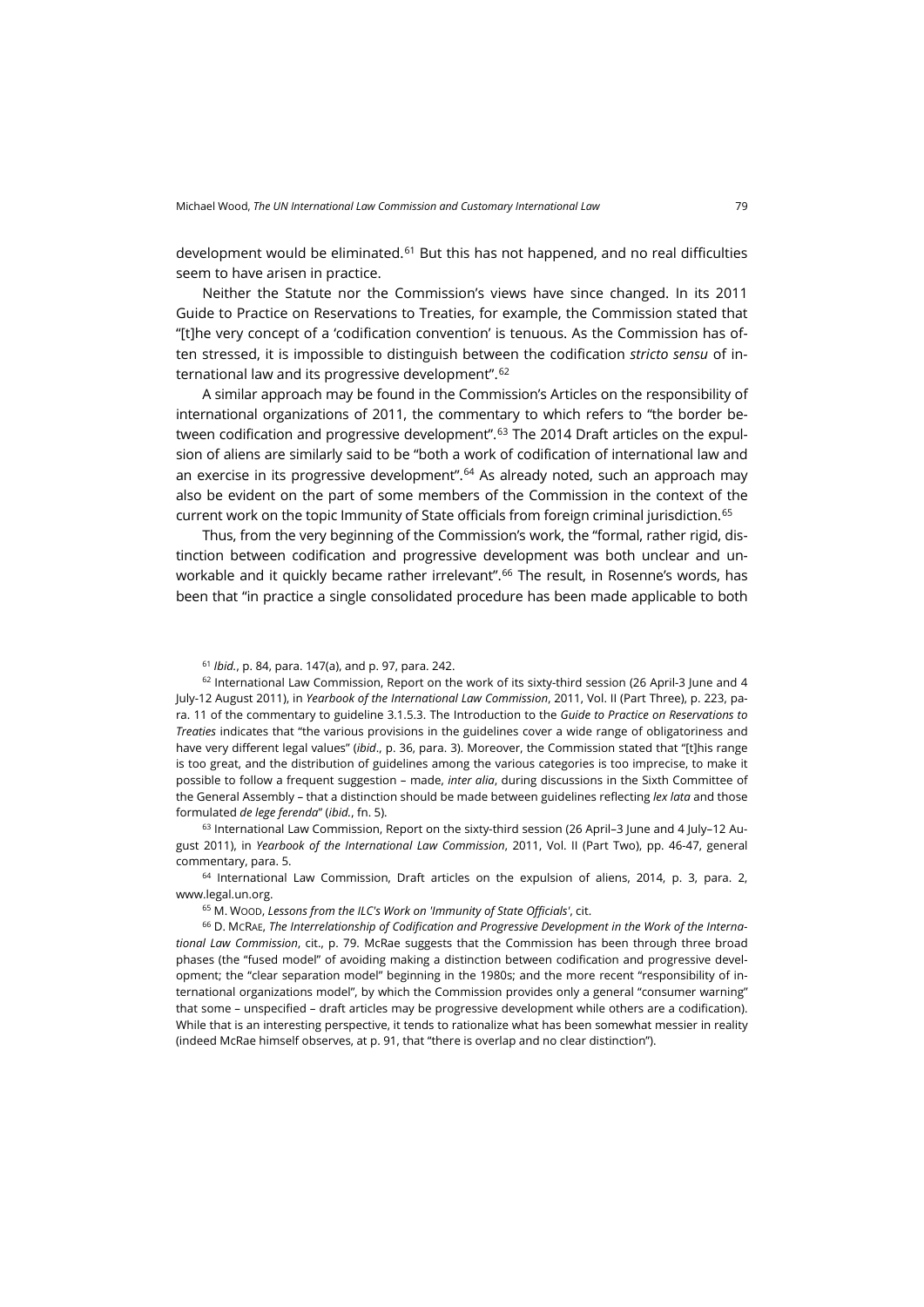development would be eliminated.[61] But this has not happened, and no real difficulties seem to have arisen in practice.

Neither the Statute nor the Commission's views have since changed. In its 2011 Guide to Practice on Reservations to Treaties, for example, the Commission stated that "[t]he very concept of a 'codification convention' is tenuous. As the Commission has often stressed, it is impossible to distinguish between the codification *stricto sensu* of international law and its progressive development".[62]

A similar approach may be found in the Commission's Articles on the responsibility of international organizations of 2011, the commentary to which refers to "the border between codification and progressive development".[63] The 2014 Draft articles on the expulsion of aliens are similarly said to be "both a work of codification of international law and an exercise in its progressive development".[64] As already noted, such an approach may also be evident on the part of some members of the Commission in the context of the current work on the topic Immunity of State officials from foreign criminal jurisdiction.[65]

Thus, from the very beginning of the Commission's work, the "formal, rather rigid, distinction between codification and progressive development was both unclear and unworkable and it quickly became rather irrelevant".[66] The result, in Rosenne's words, has been that "in practice a single consolidated procedure has been made applicable to both

[61] *Ibid.*, p. 84, para. 147(a), and p. 97, para. 242.

[62] International Law Commission, Report on the work of its sixty-third session (26 April-3 June and 4 July-12 August 2011), in *Yearbook of the International Law Commission*, 2011, Vol. II (Part Three), p. 223, para. 11 of the commentary to guideline 3.1.5.3. The Introduction to the *Guide to Practice on Reservations to Treaties* indicates that "the various provisions in the guidelines cover a wide range of obligatoriness and have very different legal values" (*ibid*., p. 36, para. 3). Moreover, the Commission stated that "[t]his range is too great, and the distribution of guidelines among the various categories is too imprecise, to make it possible to follow a frequent suggestion – made, *inter alia*, during discussions in the Sixth Committee of the General Assembly – that a distinction should be made between guidelines reflecting *lex lata* and those formulated *de lege ferenda*" (*ibid.*, fn. 5).

[63] International Law Commission, Report on the sixty-third session (26 April–3 June and 4 July–12 August 2011), in *Yearbook of the International Law Commission*, 2011, Vol. II (Part Two), pp. 46-47, general commentary, para. 5.

[64] International Law Commission, Draft articles on the expulsion of aliens, 2014, p. 3, para. 2, www.legal.un.org.

[65] M. Wood, *Lessons from the ILC's Work on 'Immunity of State Officials'*, cit.

[66] D. McRae, *The Interrelationship of Codification and Progressive Development in the Work of the International Law Commission*, cit., p. 79. McRae suggests that the Commission has been through three broad phases (the "fused model" of avoiding making a distinction between codification and progressive development; the "clear separation model" beginning in the 1980s; and the more recent "responsibility of international organizations model", by which the Commission provides only a general "consumer warning" that some – unspecified – draft articles may be progressive development while others are a codification). While that is an interesting perspective, it tends to rationalize what has been somewhat messier in reality (indeed McRae himself observes, at p. 91, that "there is overlap and no clear distinction").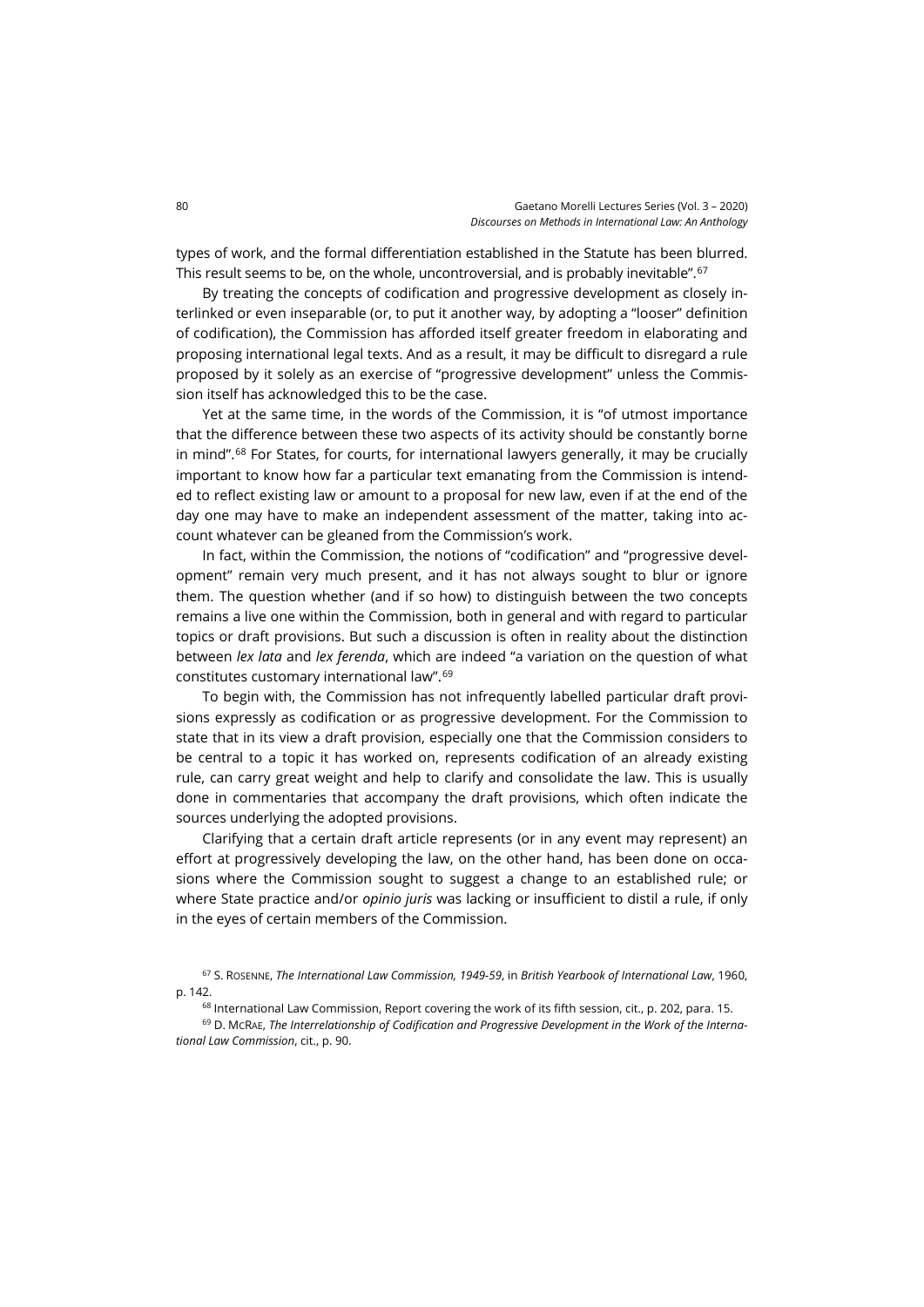types of work, and the formal differentiation established in the Statute has been blurred. This result seems to be, on the whole, uncontroversial, and is probably inevitable".[67]

By treating the concepts of codification and progressive development as closely interlinked or even inseparable (or, to put it another way, by adopting a "looser" definition of codification), the Commission has afforded itself greater freedom in elaborating and proposing international legal texts. And as a result, it may be difficult to disregard a rule proposed by it solely as an exercise of "progressive development" unless the Commission itself has acknowledged this to be the case.

Yet at the same time, in the words of the Commission, it is "of utmost importance that the difference between these two aspects of its activity should be constantly borne in mind".[68] For States, for courts, for international lawyers generally, it may be crucially important to know how far a particular text emanating from the Commission is intended to reflect existing law or amount to a proposal for new law, even if at the end of the day one may have to make an independent assessment of the matter, taking into account whatever can be gleaned from the Commission's work.

In fact, within the Commission, the notions of "codification" and "progressive development" remain very much present, and it has not always sought to blur or ignore them. The question whether (and if so how) to distinguish between the two concepts remains a live one within the Commission, both in general and with regard to particular topics or draft provisions. But such a discussion is often in reality about the distinction between *lex lata* and *lex ferenda*, which are indeed "a variation on the question of what constitutes customary international law".[69]

To begin with, the Commission has not infrequently labelled particular draft provisions expressly as codification or as progressive development. For the Commission to state that in its view a draft provision, especially one that the Commission considers to be central to a topic it has worked on, represents codification of an already existing rule, can carry great weight and help to clarify and consolidate the law. This is usually done in commentaries that accompany the draft provisions, which often indicate the sources underlying the adopted provisions.

Clarifying that a certain draft article represents (or in any event may represent) an effort at progressively developing the law, on the other hand, has been done on occasions where the Commission sought to suggest a change to an established rule; or where State practice and/or *opinio juris* was lacking or insufficient to distil a rule, if only in the eyes of certain members of the Commission.

[67] S. Rosenne, *The International Law Commission, 1949-59*, in *British Yearbook of International Law*, 1960, p. 142.

[68] International Law Commission, Report covering the work of its fifth session, cit., p. 202, para. 15.

[69] D. McRae, *The Interrelationship of Codification and Progressive Development in the Work of the International Law Commission*, cit., p. 90.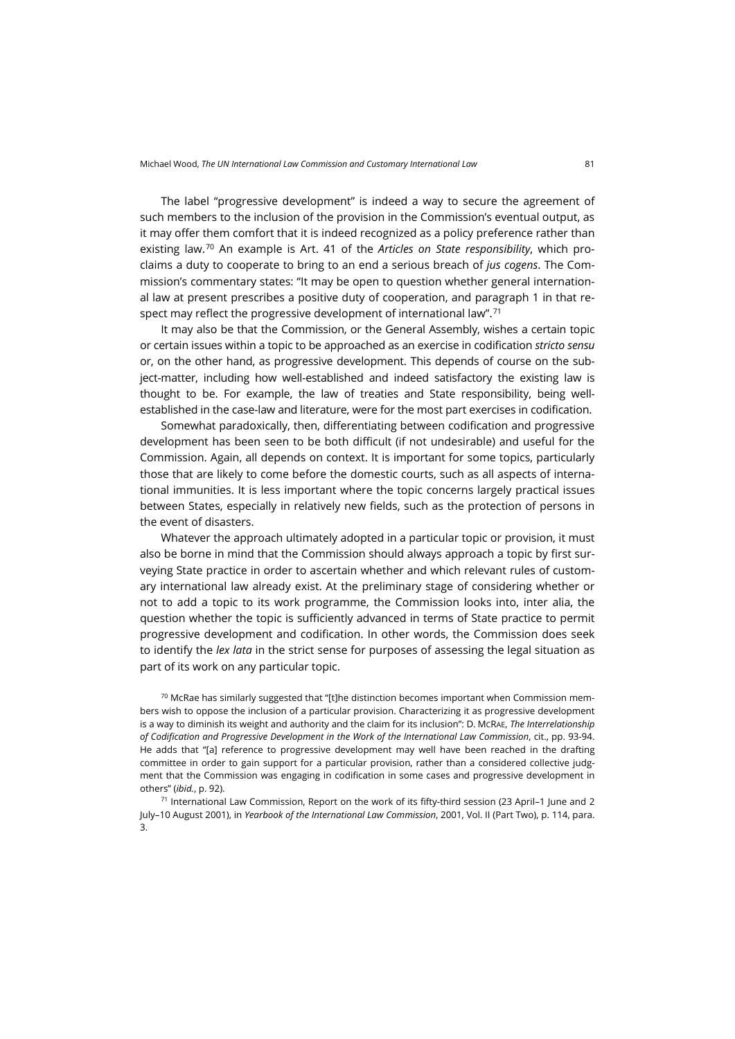The label "progressive development" is indeed a way to secure the agreement of such members to the inclusion of the provision in the Commission's eventual output, as it may offer them comfort that it is indeed recognized as a policy preference rather than existing law.[70] An example is Art. 41 of the *Articles on State responsibility*, which proclaims a duty to cooperate to bring to an end a serious breach of *jus cogens*. The Commission's commentary states: "It may be open to question whether general international law at present prescribes a positive duty of cooperation, and paragraph 1 in that respect may reflect the progressive development of international law".[71]

It may also be that the Commission, or the General Assembly, wishes a certain topic or certain issues within a topic to be approached as an exercise in codification *stricto sensu* or, on the other hand, as progressive development. This depends of course on the subject-matter, including how well-established and indeed satisfactory the existing law is thought to be. For example, the law of treaties and State responsibility, being well-established in the case-law and literature, were for the most part exercises in codification.

Somewhat paradoxically, then, differentiating between codification and progressive development has been seen to be both difficult (if not undesirable) and useful for the Commission. Again, all depends on context. It is important for some topics, particularly those that are likely to come before the domestic courts, such as all aspects of international immunities. It is less important where the topic concerns largely practical issues between States, especially in relatively new fields, such as the protection of persons in the event of disasters.

Whatever the approach ultimately adopted in a particular topic or provision, it must also be borne in mind that the Commission should always approach a topic by first surveying State practice in order to ascertain whether and which relevant rules of customary international law already exist. At the preliminary stage of considering whether or not to add a topic to its work programme, the Commission looks into, inter alia, the question whether the topic is sufficiently advanced in terms of State practice to permit progressive development and codification. In other words, the Commission does seek to identify the *lex lata* in the strict sense for purposes of assessing the legal situation as part of its work on any particular topic.

[70] McRae has similarly suggested that "[t]he distinction becomes important when Commission members wish to oppose the inclusion of a particular provision. Characterizing it as progressive development is a way to diminish its weight and authority and the claim for its inclusion": D. McRae, *The Interrelationship of Codification and Progressive Development in the Work of the International Law Commission*, cit., pp. 93-94. He adds that "[a] reference to progressive development may well have been reached in the drafting committee in order to gain support for a particular provision, rather than a considered collective judgment that the Commission was engaging in codification in some cases and progressive development in others" (*ibid.*, p. 92).

[71] International Law Commission, Report on the work of its fifty-third session (23 April–1 June and 2 July–10 August 2001), in *Yearbook of the International Law Commission*, 2001, Vol. II (Part Two), p. 114, para. 3.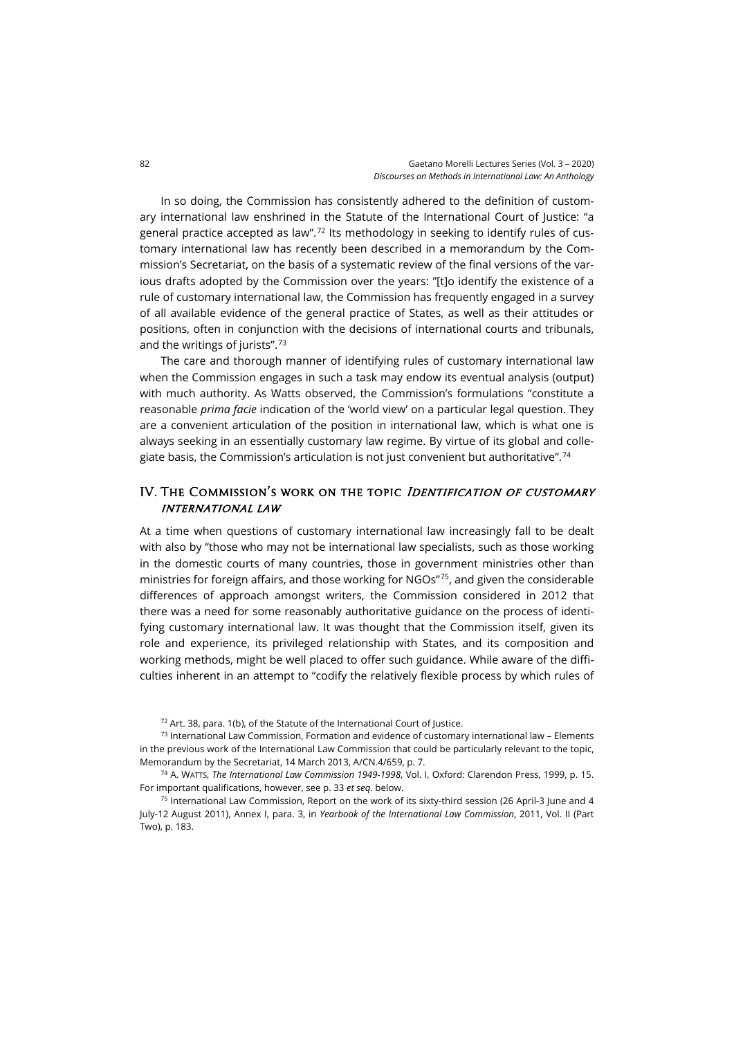In so doing, the Commission has consistently adhered to the definition of customary international law enshrined in the Statute of the International Court of Justice: "a general practice accepted as law".[72] Its methodology in seeking to identify rules of customary international law has recently been described in a memorandum by the Commission's Secretariat, on the basis of a systematic review of the final versions of the various drafts adopted by the Commission over the years: "[t]o identify the existence of a rule of customary international law, the Commission has frequently engaged in a survey of all available evidence of the general practice of States, as well as their attitudes or positions, often in conjunction with the decisions of international courts and tribunals, and the writings of jurists".[73]

The care and thorough manner of identifying rules of customary international law when the Commission engages in such a task may endow its eventual analysis (output) with much authority. As Watts observed, the Commission's formulations "constitute a reasonable *prima facie* indication of the 'world view' on a particular legal question. They are a convenient articulation of the position in international law, which is what one is always seeking in an essentially customary law regime. By virtue of its global and collegiate basis, the Commission's articulation is not just convenient but authoritative".[74]

## IV. The Commission's work on the topic *Identification of customary international law*

At a time when questions of customary international law increasingly fall to be dealt with also by "those who may not be international law specialists, such as those working in the domestic courts of many countries, those in government ministries other than ministries for foreign affairs, and those working for NGOs"[75], and given the considerable differences of approach amongst writers, the Commission considered in 2012 that there was a need for some reasonably authoritative guidance on the process of identifying customary international law. It was thought that the Commission itself, given its role and experience, its privileged relationship with States, and its composition and working methods, might be well placed to offer such guidance. While aware of the difficulties inherent in an attempt to "codify the relatively flexible process by which rules of

[72] Art. 38, para. 1(b), of the Statute of the International Court of Justice.

[73] International Law Commission, Formation and evidence of customary international law – Elements in the previous work of the International Law Commission that could be particularly relevant to the topic, Memorandum by the Secretariat, 14 March 2013, A/CN.4/659, p. 7.

[74] A. Watts, *The International Law Commission 1949-1998*, Vol. I, Oxford: Clarendon Press, 1999, p. 15. For important qualifications, however, see p. 33 *et seq*. below.

[75] International Law Commission, Report on the work of its sixty-third session (26 April-3 June and 4 July-12 August 2011), Annex I, para. 3, in *Yearbook of the International Law Commission*, 2011, Vol. II (Part Two), p. 183.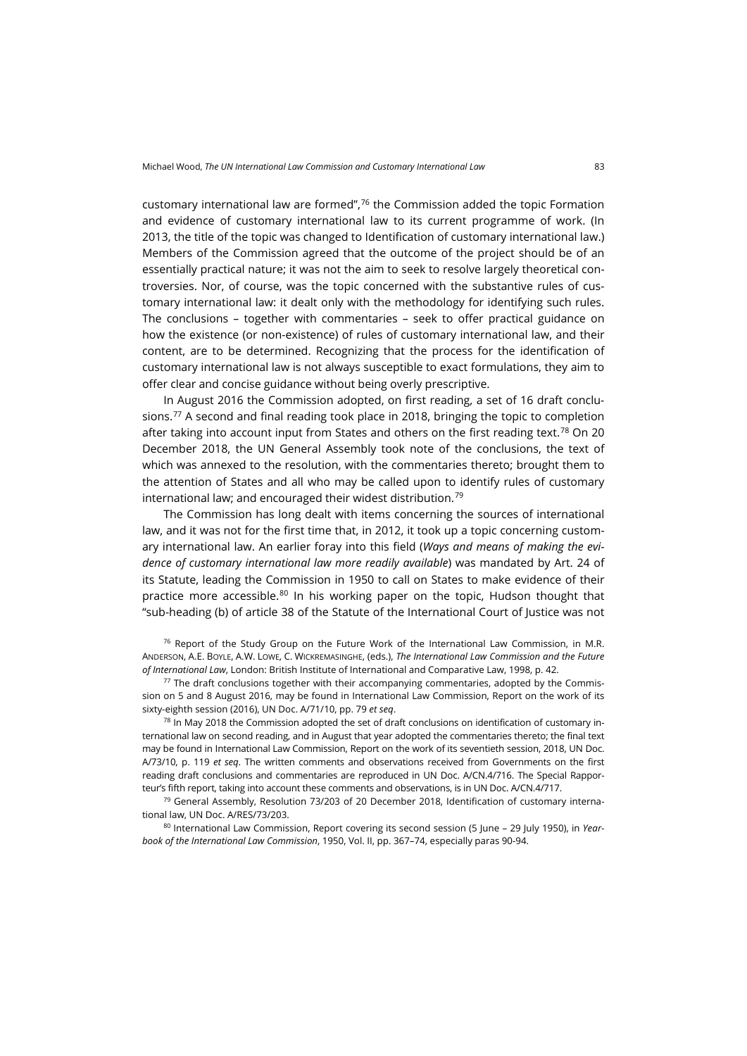customary international law are formed",[76] the Commission added the topic Formation and evidence of customary international law to its current programme of work. (In 2013, the title of the topic was changed to Identification of customary international law.) Members of the Commission agreed that the outcome of the project should be of an essentially practical nature; it was not the aim to seek to resolve largely theoretical controversies. Nor, of course, was the topic concerned with the substantive rules of customary international law: it dealt only with the methodology for identifying such rules. The conclusions – together with commentaries – seek to offer practical guidance on how the existence (or non-existence) of rules of customary international law, and their content, are to be determined. Recognizing that the process for the identification of customary international law is not always susceptible to exact formulations, they aim to offer clear and concise guidance without being overly prescriptive.

In August 2016 the Commission adopted, on first reading, a set of 16 draft conclusions.[77] A second and final reading took place in 2018, bringing the topic to completion after taking into account input from States and others on the first reading text.[78] On 20 December 2018, the UN General Assembly took note of the conclusions, the text of which was annexed to the resolution, with the commentaries thereto; brought them to the attention of States and all who may be called upon to identify rules of customary international law; and encouraged their widest distribution.[79]

The Commission has long dealt with items concerning the sources of international law, and it was not for the first time that, in 2012, it took up a topic concerning customary international law. An earlier foray into this field (*Ways and means of making the evidence of customary international law more readily available*) was mandated by Art. 24 of its Statute, leading the Commission in 1950 to call on States to make evidence of their practice more accessible.[80] In his working paper on the topic, Hudson thought that "sub-heading (b) of article 38 of the Statute of the International Court of Justice was not

[76] Report of the Study Group on the Future Work of the International Law Commission, in M.R. Anderson, A.E. Boyle, A.W. Lowe, C. Wickremasinghe, (eds.), *The International Law Commission and the Future of International Law*, London: British Institute of International and Comparative Law, 1998, p. 42.

[77] The draft conclusions together with their accompanying commentaries, adopted by the Commission on 5 and 8 August 2016, may be found in International Law Commission, Report on the work of its sixty-eighth session (2016), UN Doc. A/71/10, pp. 79 *et seq*.

[78] In May 2018 the Commission adopted the set of draft conclusions on identification of customary international law on second reading, and in August that year adopted the commentaries thereto; the final text may be found in International Law Commission, Report on the work of its seventieth session, 2018, UN Doc. A/73/10, p. 119 *et seq*. The written comments and observations received from Governments on the first reading draft conclusions and commentaries are reproduced in UN Doc. A/CN.4/716. The Special Rapporteur's fifth report, taking into account these comments and observations, is in UN Doc. A/CN.4/717.

[79] General Assembly, Resolution 73/203 of 20 December 2018, Identification of customary international law, UN Doc. A/RES/73/203.

[80] International Law Commission, Report covering its second session (5 June – 29 July 1950), in *Yearbook of the International Law Commission*, 1950, Vol. II, pp. 367–74, especially paras 90-94.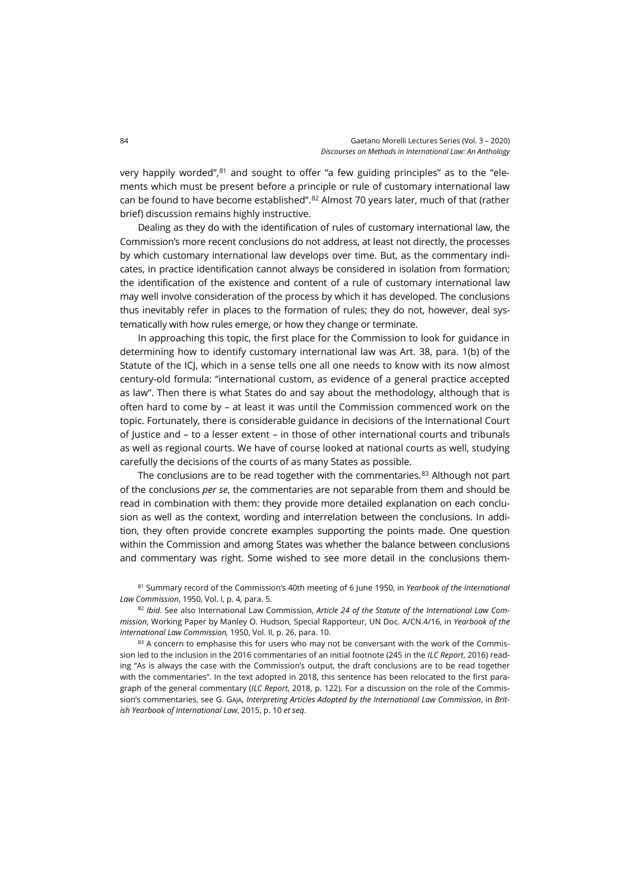very happily worded",[81] and sought to offer "a few guiding principles" as to the "elements which must be present before a principle or rule of customary international law can be found to have become established".[82] Almost 70 years later, much of that (rather brief) discussion remains highly instructive.

Dealing as they do with the identification of rules of customary international law, the Commission's more recent conclusions do not address, at least not directly, the processes by which customary international law develops over time. But, as the commentary indicates, in practice identification cannot always be considered in isolation from formation; the identification of the existence and content of a rule of customary international law may well involve consideration of the process by which it has developed. The conclusions thus inevitably refer in places to the formation of rules; they do not, however, deal systematically with how rules emerge, or how they change or terminate.

In approaching this topic, the first place for the Commission to look for guidance in determining how to identify customary international law was Art. 38, para. 1(b) of the Statute of the ICJ, which in a sense tells one all one needs to know with its now almost century-old formula: "international custom, as evidence of a general practice accepted as law". Then there is what States do and say about the methodology, although that is often hard to come by – at least it was until the Commission commenced work on the topic. Fortunately, there is considerable guidance in decisions of the International Court of Justice and – to a lesser extent – in those of other international courts and tribunals as well as regional courts. We have of course looked at national courts as well, studying carefully the decisions of the courts of as many States as possible.

The conclusions are to be read together with the commentaries.[83] Although not part of the conclusions *per se*, the commentaries are not separable from them and should be read in combination with them: they provide more detailed explanation on each conclusion as well as the context, wording and interrelation between the conclusions. In addition, they often provide concrete examples supporting the points made. One question within the Commission and among States was whether the balance between conclusions and commentary was right. Some wished to see more detail in the conclusions them-

[81] Summary record of the Commission's 40th meeting of 6 June 1950, in *Yearbook of the International Law Commission*, 1950, Vol. I, p. 4, para. 5.

[82] *Ibid*. See also International Law Commission, *Article 24 of the Statute of the International Law Commission*, Working Paper by Manley O. Hudson, Special Rapporteur, UN Doc. A/CN.4/16, in *Yearbook of the International Law Commission,* 1950, Vol. II, p. 26, para. 10.

[83] A concern to emphasise this for users who may not be conversant with the work of the Commission led to the inclusion in the 2016 commentaries of an initial footnote (245 in the *ILC Report*, 2016) reading "As is always the case with the Commission's output, the draft conclusions are to be read together with the commentaries". In the text adopted in 2018, this sentence has been relocated to the first paragraph of the general commentary (*ILC Report*, 2018, p. 122). For a discussion on the role of the Commission's commentaries, see G. GAJA, *Interpreting Articles Adopted by the International Law Commission*, in *British Yearbook of International Law*, 2015, p. 10 *et seq*.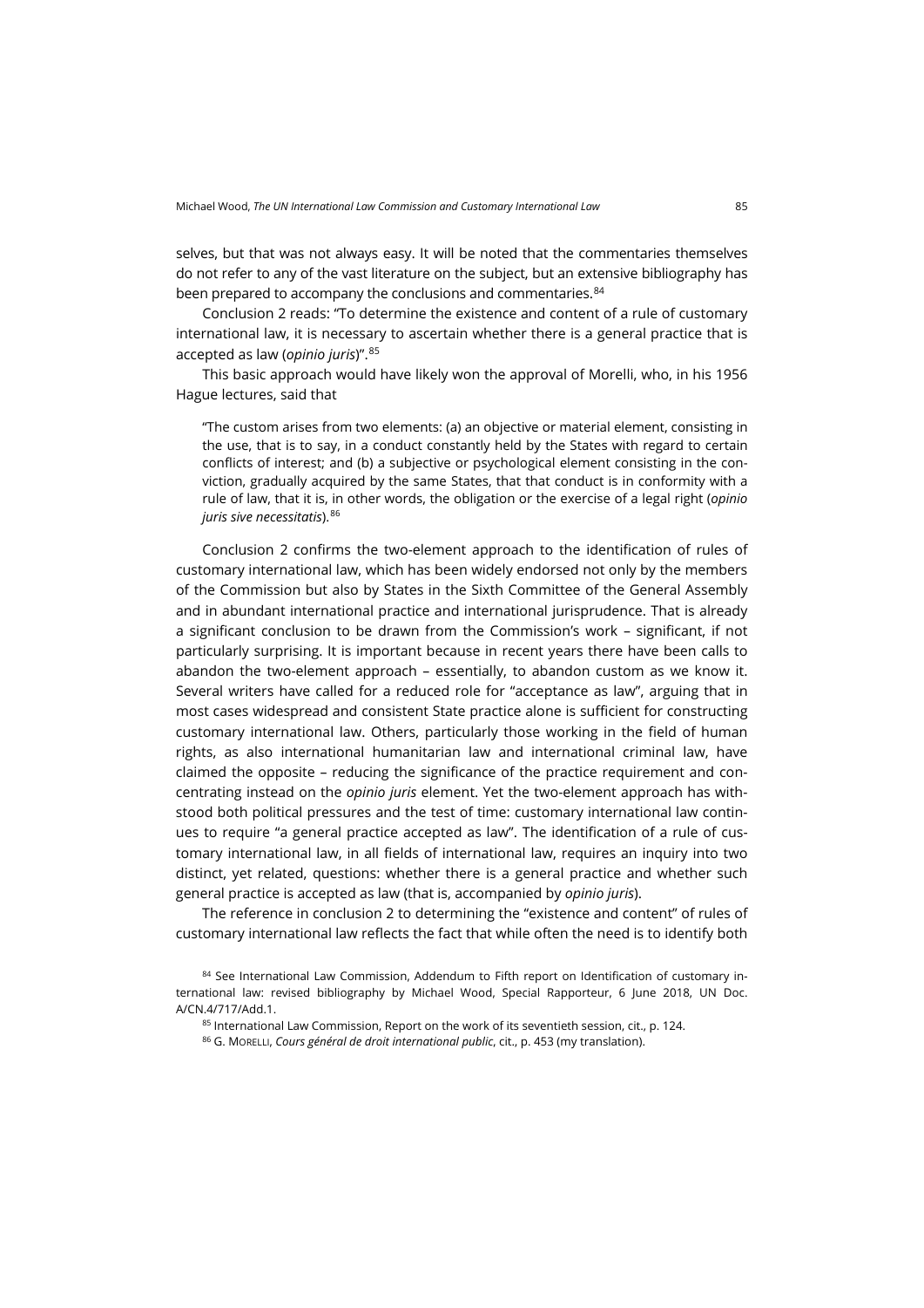selves, but that was not always easy. It will be noted that the commentaries themselves do not refer to any of the vast literature on the subject, but an extensive bibliography has been prepared to accompany the conclusions and commentaries.[84]

Conclusion 2 reads: "To determine the existence and content of a rule of customary international law, it is necessary to ascertain whether there is a general practice that is accepted as law (*opinio juris*)".[85]

This basic approach would have likely won the approval of Morelli, who, in his 1956 Hague lectures, said that

> "The custom arises from two elements: (a) an objective or material element, consisting in the use, that is to say, in a conduct constantly held by the States with regard to certain conflicts of interest; and (b) a subjective or psychological element consisting in the conviction, gradually acquired by the same States, that that conduct is in conformity with a rule of law, that it is, in other words, the obligation or the exercise of a legal right (*opinio juris sive necessitatis*).[86]

Conclusion 2 confirms the two-element approach to the identification of rules of customary international law, which has been widely endorsed not only by the members of the Commission but also by States in the Sixth Committee of the General Assembly and in abundant international practice and international jurisprudence. That is already a significant conclusion to be drawn from the Commission's work – significant, if not particularly surprising. It is important because in recent years there have been calls to abandon the two-element approach – essentially, to abandon custom as we know it. Several writers have called for a reduced role for "acceptance as law", arguing that in most cases widespread and consistent State practice alone is sufficient for constructing customary international law. Others, particularly those working in the field of human rights, as also international humanitarian law and international criminal law, have claimed the opposite – reducing the significance of the practice requirement and concentrating instead on the *opinio juris* element. Yet the two-element approach has withstood both political pressures and the test of time: customary international law continues to require "a general practice accepted as law". The identification of a rule of customary international law, in all fields of international law, requires an inquiry into two distinct, yet related, questions: whether there is a general practice and whether such general practice is accepted as law (that is, accompanied by *opinio juris*).

The reference in conclusion 2 to determining the "existence and content" of rules of customary international law reflects the fact that while often the need is to identify both

---

[84] See International Law Commission, Addendum to Fifth report on Identification of customary international law: revised bibliography by Michael Wood, Special Rapporteur, 6 June 2018, UN Doc. A/CN.4/717/Add.1.

[85] International Law Commission, Report on the work of its seventieth session, cit., p. 124.

[86] G. Morelli, *Cours général de droit international public*, cit., p. 453 (my translation).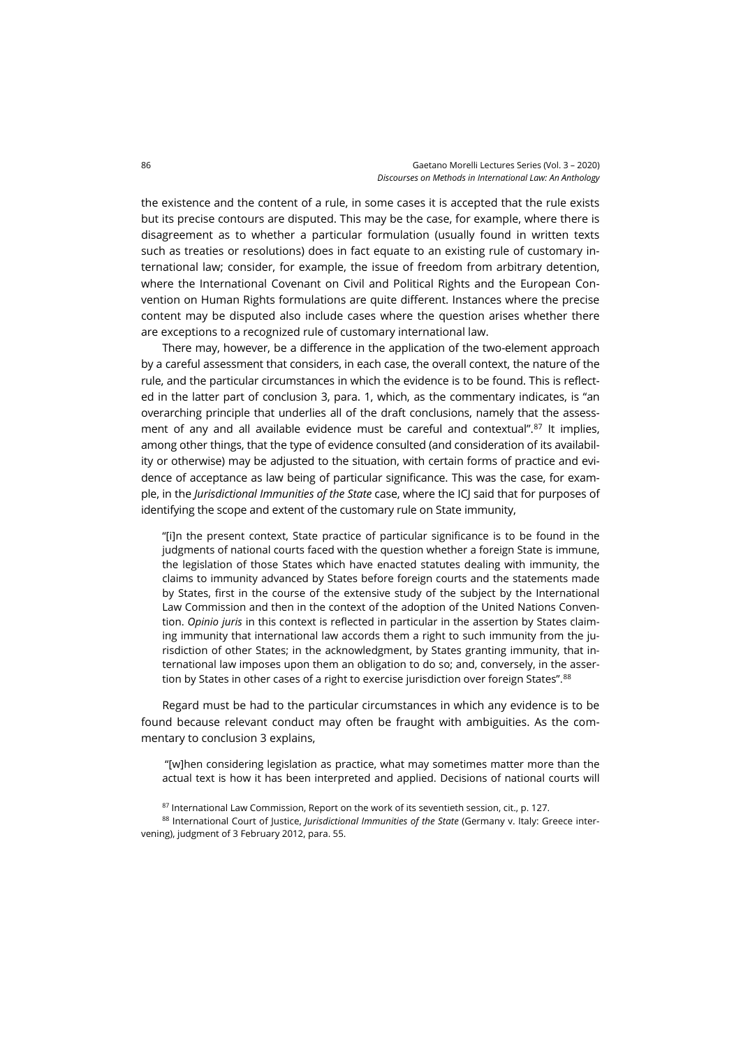the existence and the content of a rule, in some cases it is accepted that the rule exists but its precise contours are disputed. This may be the case, for example, where there is disagreement as to whether a particular formulation (usually found in written texts such as treaties or resolutions) does in fact equate to an existing rule of customary international law; consider, for example, the issue of freedom from arbitrary detention, where the International Covenant on Civil and Political Rights and the European Convention on Human Rights formulations are quite different. Instances where the precise content may be disputed also include cases where the question arises whether there are exceptions to a recognized rule of customary international law.

There may, however, be a difference in the application of the two-element approach by a careful assessment that considers, in each case, the overall context, the nature of the rule, and the particular circumstances in which the evidence is to be found. This is reflected in the latter part of conclusion 3, para. 1, which, as the commentary indicates, is "an overarching principle that underlies all of the draft conclusions, namely that the assessment of any and all available evidence must be careful and contextual".[87] It implies, among other things, that the type of evidence consulted (and consideration of its availability or otherwise) may be adjusted to the situation, with certain forms of practice and evidence of acceptance as law being of particular significance. This was the case, for example, in the *Jurisdictional Immunities of the State* case, where the ICJ said that for purposes of identifying the scope and extent of the customary rule on State immunity,

> "[i]n the present context, State practice of particular significance is to be found in the judgments of national courts faced with the question whether a foreign State is immune, the legislation of those States which have enacted statutes dealing with immunity, the claims to immunity advanced by States before foreign courts and the statements made by States, first in the course of the extensive study of the subject by the International Law Commission and then in the context of the adoption of the United Nations Convention. *Opinio juris* in this context is reflected in particular in the assertion by States claiming immunity that international law accords them a right to such immunity from the jurisdiction of other States; in the acknowledgment, by States granting immunity, that international law imposes upon them an obligation to do so; and, conversely, in the assertion by States in other cases of a right to exercise jurisdiction over foreign States".[88]

Regard must be had to the particular circumstances in which any evidence is to be found because relevant conduct may often be fraught with ambiguities. As the commentary to conclusion 3 explains,

> "[w]hen considering legislation as practice, what may sometimes matter more than the actual text is how it has been interpreted and applied. Decisions of national courts will

[87] International Law Commission, Report on the work of its seventieth session, cit., p. 127.

[88] International Court of Justice, *Jurisdictional Immunities of the State* (Germany v. Italy: Greece intervening), judgment of 3 February 2012, para. 55.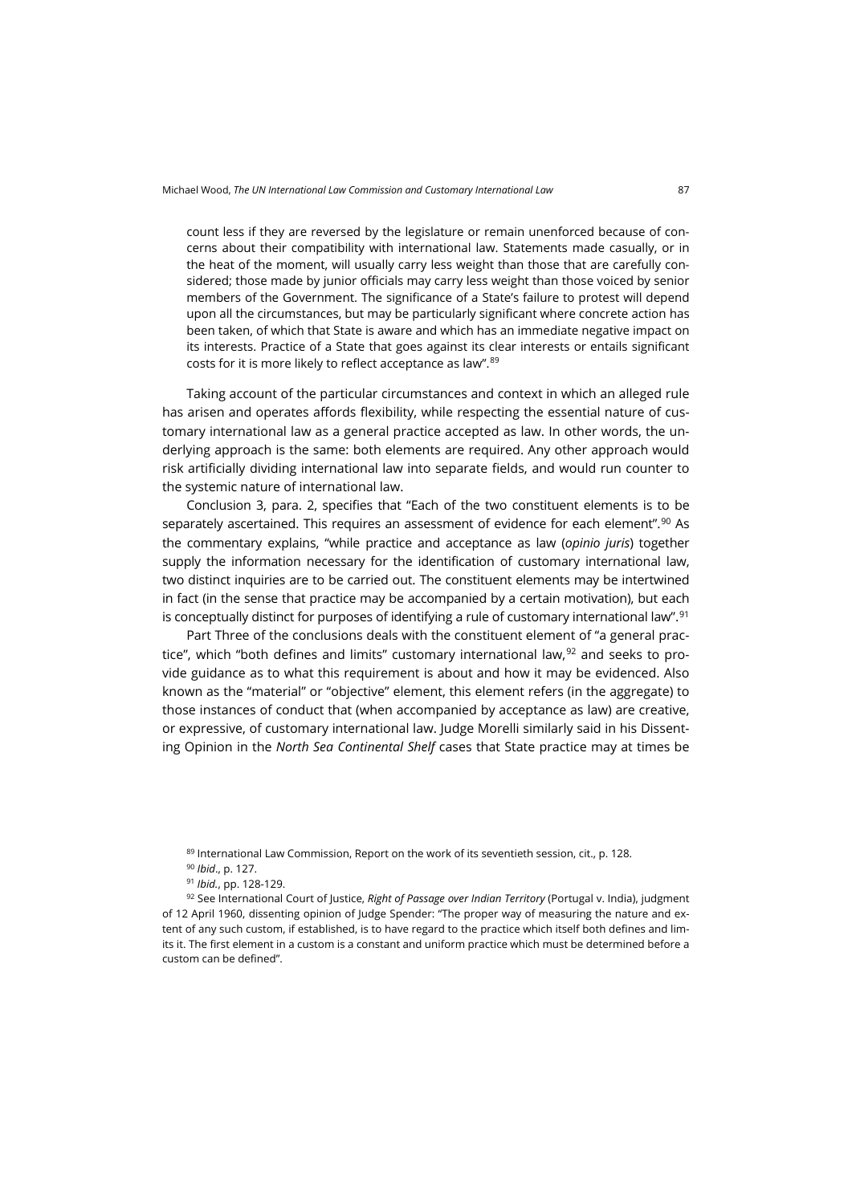count less if they are reversed by the legislature or remain unenforced because of concerns about their compatibility with international law. Statements made casually, or in the heat of the moment, will usually carry less weight than those that are carefully considered; those made by junior officials may carry less weight than those voiced by senior members of the Government. The significance of a State's failure to protest will depend upon all the circumstances, but may be particularly significant where concrete action has been taken, of which that State is aware and which has an immediate negative impact on its interests. Practice of a State that goes against its clear interests or entails significant costs for it is more likely to reflect acceptance as law".[89]

Taking account of the particular circumstances and context in which an alleged rule has arisen and operates affords flexibility, while respecting the essential nature of customary international law as a general practice accepted as law. In other words, the underlying approach is the same: both elements are required. Any other approach would risk artificially dividing international law into separate fields, and would run counter to the systemic nature of international law.

Conclusion 3, para. 2, specifies that "Each of the two constituent elements is to be separately ascertained. This requires an assessment of evidence for each element".[90] As the commentary explains, "while practice and acceptance as law (*opinio juris*) together supply the information necessary for the identification of customary international law, two distinct inquiries are to be carried out. The constituent elements may be intertwined in fact (in the sense that practice may be accompanied by a certain motivation), but each is conceptually distinct for purposes of identifying a rule of customary international law".[91]

Part Three of the conclusions deals with the constituent element of "a general practice", which "both defines and limits" customary international law,[92] and seeks to provide guidance as to what this requirement is about and how it may be evidenced. Also known as the "material" or "objective" element, this element refers (in the aggregate) to those instances of conduct that (when accompanied by acceptance as law) are creative, or expressive, of customary international law. Judge Morelli similarly said in his Dissenting Opinion in the *North Sea Continental Shelf* cases that State practice may at times be

[89] International Law Commission, Report on the work of its seventieth session, cit., p. 128.

[90] *Ibid*., p. 127.

[91] *Ibid*., pp. 128-129.

[92] See International Court of Justice, *Right of Passage over Indian Territory* (Portugal v. India), judgment of 12 April 1960, dissenting opinion of Judge Spender: "The proper way of measuring the nature and extent of any such custom, if established, is to have regard to the practice which itself both defines and limits it. The first element in a custom is a constant and uniform practice which must be determined before a custom can be defined".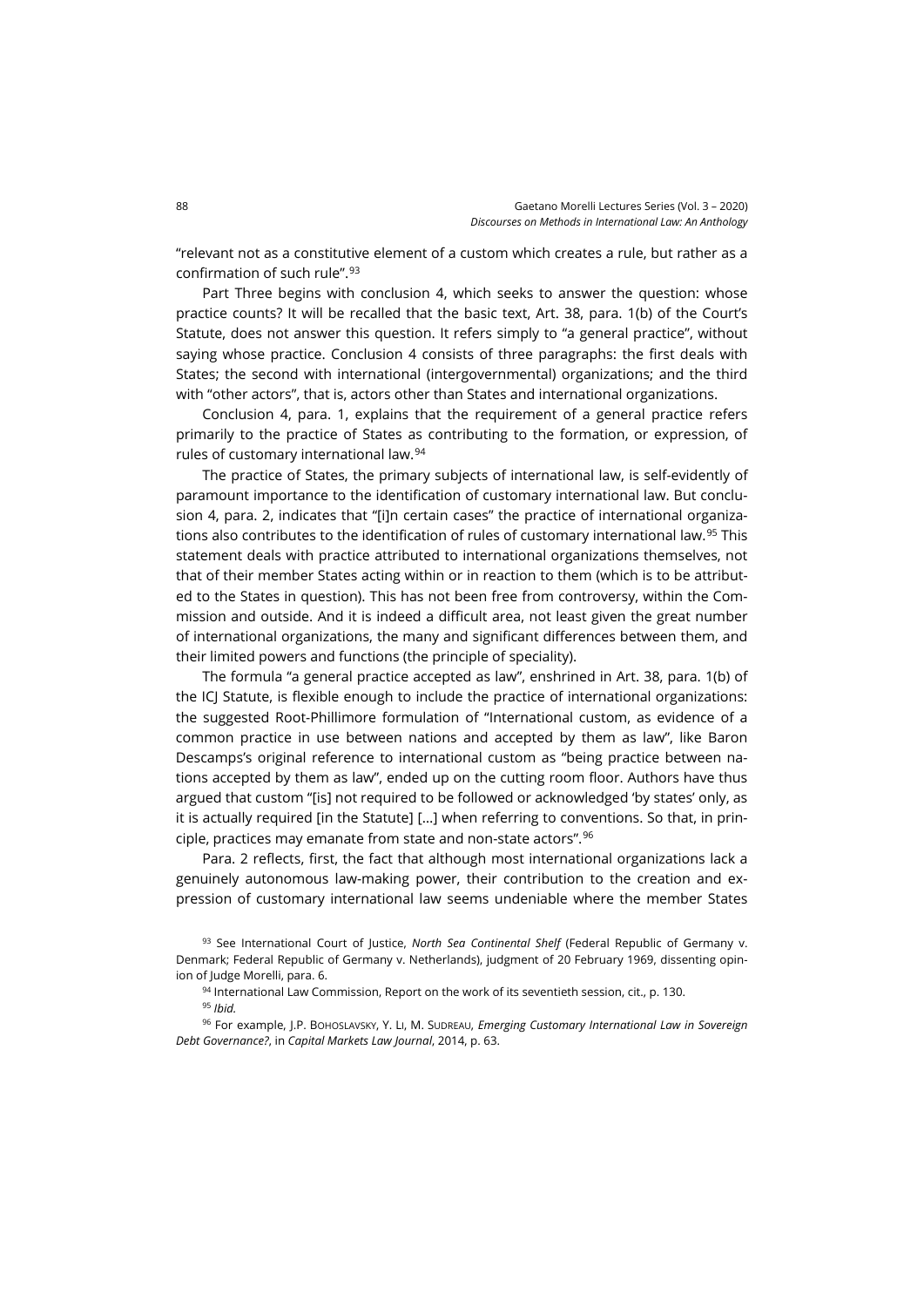"relevant not as a constitutive element of a custom which creates a rule, but rather as a confirmation of such rule".[93]

Part Three begins with conclusion 4, which seeks to answer the question: whose practice counts? It will be recalled that the basic text, Art. 38, para. 1(b) of the Court's Statute, does not answer this question. It refers simply to "a general practice", without saying whose practice. Conclusion 4 consists of three paragraphs: the first deals with States; the second with international (intergovernmental) organizations; and the third with "other actors", that is, actors other than States and international organizations.

Conclusion 4, para. 1, explains that the requirement of a general practice refers primarily to the practice of States as contributing to the formation, or expression, of rules of customary international law.[94]

The practice of States, the primary subjects of international law, is self-evidently of paramount importance to the identification of customary international law. But conclusion 4, para. 2, indicates that "[i]n certain cases" the practice of international organizations also contributes to the identification of rules of customary international law.[95] This statement deals with practice attributed to international organizations themselves, not that of their member States acting within or in reaction to them (which is to be attributed to the States in question). This has not been free from controversy, within the Commission and outside. And it is indeed a difficult area, not least given the great number of international organizations, the many and significant differences between them, and their limited powers and functions (the principle of speciality).

The formula "a general practice accepted as law", enshrined in Art. 38, para. 1(b) of the ICJ Statute, is flexible enough to include the practice of international organizations: the suggested Root-Phillimore formulation of "International custom, as evidence of a common practice in use between nations and accepted by them as law", like Baron Descamps's original reference to international custom as "being practice between nations accepted by them as law", ended up on the cutting room floor. Authors have thus argued that custom "[is] not required to be followed or acknowledged 'by states' only, as it is actually required [in the Statute] […] when referring to conventions. So that, in principle, practices may emanate from state and non-state actors".[96]

Para. 2 reflects, first, the fact that although most international organizations lack a genuinely autonomous law-making power, their contribution to the creation and expression of customary international law seems undeniable where the member States

[93] See International Court of Justice, *North Sea Continental Shelf* (Federal Republic of Germany v. Denmark; Federal Republic of Germany v. Netherlands), judgment of 20 February 1969, dissenting opinion of Judge Morelli, para. 6.

[94] International Law Commission, Report on the work of its seventieth session, cit., p. 130.

[95] *Ibid.*

[96] For example, J.P. Bohoslavsky, Y. Li, M. Sudreau, *Emerging Customary International Law in Sovereign Debt Governance?*, in *Capital Markets Law Journal*, 2014, p. 63.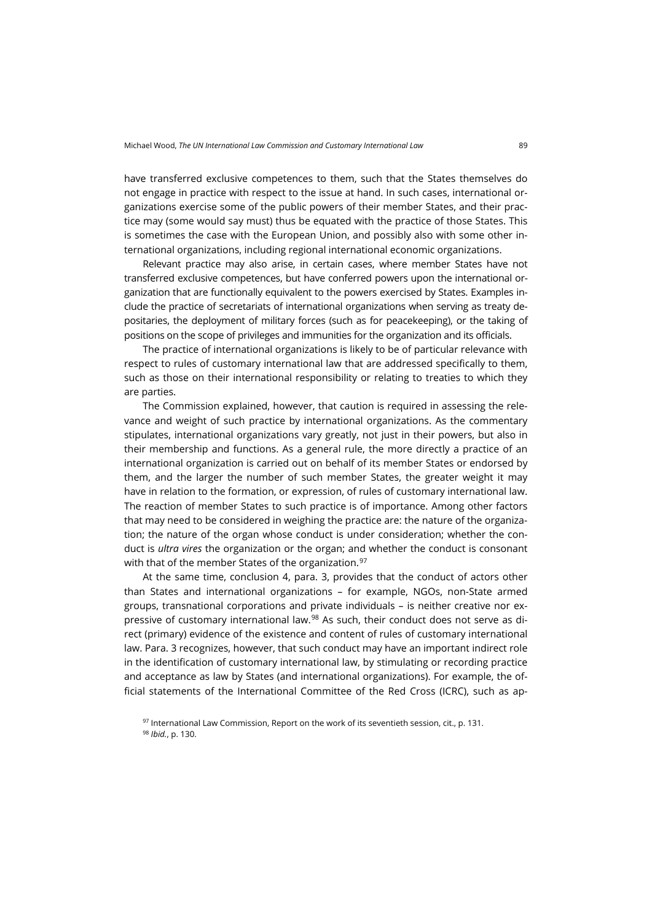have transferred exclusive competences to them, such that the States themselves do not engage in practice with respect to the issue at hand. In such cases, international organizations exercise some of the public powers of their member States, and their practice may (some would say must) thus be equated with the practice of those States. This is sometimes the case with the European Union, and possibly also with some other international organizations, including regional international economic organizations.

Relevant practice may also arise, in certain cases, where member States have not transferred exclusive competences, but have conferred powers upon the international organization that are functionally equivalent to the powers exercised by States. Examples include the practice of secretariats of international organizations when serving as treaty depositaries, the deployment of military forces (such as for peacekeeping), or the taking of positions on the scope of privileges and immunities for the organization and its officials.

The practice of international organizations is likely to be of particular relevance with respect to rules of customary international law that are addressed specifically to them, such as those on their international responsibility or relating to treaties to which they are parties.

The Commission explained, however, that caution is required in assessing the relevance and weight of such practice by international organizations. As the commentary stipulates, international organizations vary greatly, not just in their powers, but also in their membership and functions. As a general rule, the more directly a practice of an international organization is carried out on behalf of its member States or endorsed by them, and the larger the number of such member States, the greater weight it may have in relation to the formation, or expression, of rules of customary international law. The reaction of member States to such practice is of importance. Among other factors that may need to be considered in weighing the practice are: the nature of the organization; the nature of the organ whose conduct is under consideration; whether the conduct is *ultra vires* the organization or the organ; and whether the conduct is consonant with that of the member States of the organization.[97]

At the same time, conclusion 4, para. 3, provides that the conduct of actors other than States and international organizations – for example, NGOs, non-State armed groups, transnational corporations and private individuals – is neither creative nor expressive of customary international law.[98] As such, their conduct does not serve as direct (primary) evidence of the existence and content of rules of customary international law. Para. 3 recognizes, however, that such conduct may have an important indirect role in the identification of customary international law, by stimulating or recording practice and acceptance as law by States (and international organizations). For example, the official statements of the International Committee of the Red Cross (ICRC), such as ap-

[97] International Law Commission, Report on the work of its seventieth session, cit., p. 131.

[98] *Ibid.*, p. 130.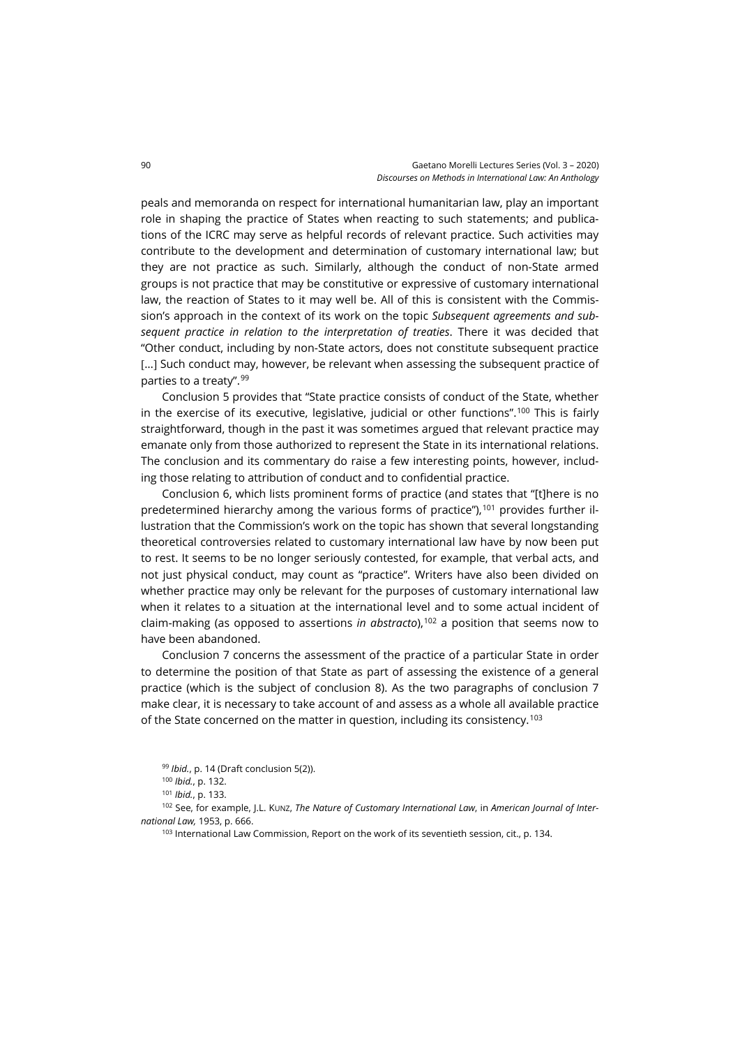peals and memoranda on respect for international humanitarian law, play an important role in shaping the practice of States when reacting to such statements; and publications of the ICRC may serve as helpful records of relevant practice. Such activities may contribute to the development and determination of customary international law; but they are not practice as such. Similarly, although the conduct of non-State armed groups is not practice that may be constitutive or expressive of customary international law, the reaction of States to it may well be. All of this is consistent with the Commission's approach in the context of its work on the topic *Subsequent agreements and subsequent practice in relation to the interpretation of treaties*. There it was decided that "Other conduct, including by non-State actors, does not constitute subsequent practice [...] Such conduct may, however, be relevant when assessing the subsequent practice of parties to a treaty".[99]

Conclusion 5 provides that "State practice consists of conduct of the State, whether in the exercise of its executive, legislative, judicial or other functions".[100] This is fairly straightforward, though in the past it was sometimes argued that relevant practice may emanate only from those authorized to represent the State in its international relations. The conclusion and its commentary do raise a few interesting points, however, including those relating to attribution of conduct and to confidential practice.

Conclusion 6, which lists prominent forms of practice (and states that "[t]here is no predetermined hierarchy among the various forms of practice"),[101] provides further illustration that the Commission's work on the topic has shown that several longstanding theoretical controversies related to customary international law have by now been put to rest. It seems to be no longer seriously contested, for example, that verbal acts, and not just physical conduct, may count as "practice". Writers have also been divided on whether practice may only be relevant for the purposes of customary international law when it relates to a situation at the international level and to some actual incident of claim-making (as opposed to assertions *in abstracto*),[102] a position that seems now to have been abandoned.

Conclusion 7 concerns the assessment of the practice of a particular State in order to determine the position of that State as part of assessing the existence of a general practice (which is the subject of conclusion 8). As the two paragraphs of conclusion 7 make clear, it is necessary to take account of and assess as a whole all available practice of the State concerned on the matter in question, including its consistency.[103]

[99] *Ibid.*, p. 14 (Draft conclusion 5(2)).

[100] *Ibid.*, p. 132.

[101] *Ibid.*, p. 133.

[102] See, for example, J.L. KUNZ, *The Nature of Customary International Law*, in *American Journal of International Law,* 1953, p. 666.

[103] International Law Commission, Report on the work of its seventieth session, cit., p. 134.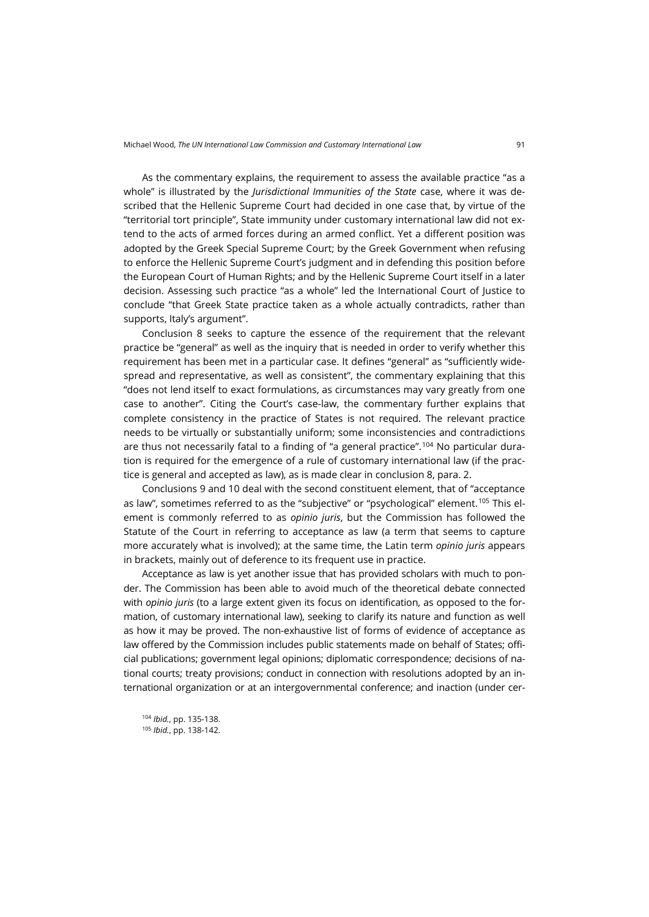As the commentary explains, the requirement to assess the available practice "as a whole" is illustrated by the *Jurisdictional Immunities of the State* case, where it was described that the Hellenic Supreme Court had decided in one case that, by virtue of the "territorial tort principle", State immunity under customary international law did not extend to the acts of armed forces during an armed conflict. Yet a different position was adopted by the Greek Special Supreme Court; by the Greek Government when refusing to enforce the Hellenic Supreme Court's judgment and in defending this position before the European Court of Human Rights; and by the Hellenic Supreme Court itself in a later decision. Assessing such practice "as a whole" led the International Court of Justice to conclude "that Greek State practice taken as a whole actually contradicts, rather than supports, Italy's argument".

Conclusion 8 seeks to capture the essence of the requirement that the relevant practice be "general" as well as the inquiry that is needed in order to verify whether this requirement has been met in a particular case. It defines "general" as "sufficiently widespread and representative, as well as consistent", the commentary explaining that this "does not lend itself to exact formulations, as circumstances may vary greatly from one case to another". Citing the Court's case-law, the commentary further explains that complete consistency in the practice of States is not required. The relevant practice needs to be virtually or substantially uniform; some inconsistencies and contradictions are thus not necessarily fatal to a finding of "a general practice".[104] No particular duration is required for the emergence of a rule of customary international law (if the practice is general and accepted as law), as is made clear in conclusion 8, para. 2.

Conclusions 9 and 10 deal with the second constituent element, that of "acceptance as law", sometimes referred to as the "subjective" or "psychological" element.[105] This element is commonly referred to as *opinio juris*, but the Commission has followed the Statute of the Court in referring to acceptance as law (a term that seems to capture more accurately what is involved); at the same time, the Latin term *opinio juris* appears in brackets, mainly out of deference to its frequent use in practice.

Acceptance as law is yet another issue that has provided scholars with much to ponder. The Commission has been able to avoid much of the theoretical debate connected with *opinio juris* (to a large extent given its focus on identification, as opposed to the formation, of customary international law), seeking to clarify its nature and function as well as how it may be proved. The non-exhaustive list of forms of evidence of acceptance as law offered by the Commission includes public statements made on behalf of States; official publications; government legal opinions; diplomatic correspondence; decisions of national courts; treaty provisions; conduct in connection with resolutions adopted by an international organization or at an intergovernmental conference; and inaction (under cer-

[104] *Ibid.*, pp. 135-138.

[105] *Ibid.*, pp. 138-142.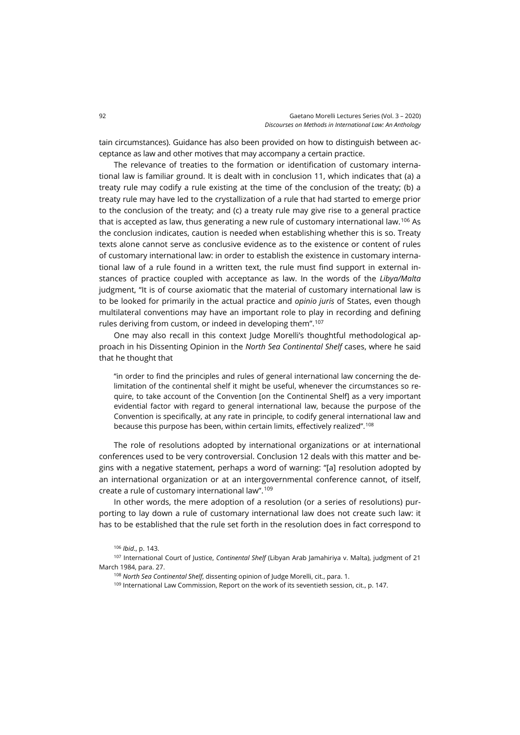tain circumstances). Guidance has also been provided on how to distinguish between acceptance as law and other motives that may accompany a certain practice.

The relevance of treaties to the formation or identification of customary international law is familiar ground. It is dealt with in conclusion 11, which indicates that (a) a treaty rule may codify a rule existing at the time of the conclusion of the treaty; (b) a treaty rule may have led to the crystallization of a rule that had started to emerge prior to the conclusion of the treaty; and (c) a treaty rule may give rise to a general practice that is accepted as law, thus generating a new rule of customary international law.[106] As the conclusion indicates, caution is needed when establishing whether this is so. Treaty texts alone cannot serve as conclusive evidence as to the existence or content of rules of customary international law: in order to establish the existence in customary international law of a rule found in a written text, the rule must find support in external instances of practice coupled with acceptance as law. In the words of the *Libya/Malta* judgment, "It is of course axiomatic that the material of customary international law is to be looked for primarily in the actual practice and *opinio juris* of States, even though multilateral conventions may have an important role to play in recording and defining rules deriving from custom, or indeed in developing them".[107]

One may also recall in this context Judge Morelli's thoughtful methodological approach in his Dissenting Opinion in the *North Sea Continental Shelf* cases, where he said that he thought that

> "in order to find the principles and rules of general international law concerning the delimitation of the continental shelf it might be useful, whenever the circumstances so require, to take account of the Convention [on the Continental Shelf] as a very important evidential factor with regard to general international law, because the purpose of the Convention is specifically, at any rate in principle, to codify general international law and because this purpose has been, within certain limits, effectively realized".[108]

The role of resolutions adopted by international organizations or at international conferences used to be very controversial. Conclusion 12 deals with this matter and begins with a negative statement, perhaps a word of warning: "[a] resolution adopted by an international organization or at an intergovernmental conference cannot, of itself, create a rule of customary international law".[109]

In other words, the mere adoption of a resolution (or a series of resolutions) purporting to lay down a rule of customary international law does not create such law: it has to be established that the rule set forth in the resolution does in fact correspond to

[106] *Ibid*., p. 143.

[107] International Court of Justice, *Continental Shelf* (Libyan Arab Jamahiriya v. Malta), judgment of 21 March 1984, para. 27.

[108] *North Sea Continental Shelf*, dissenting opinion of Judge Morelli, cit., para. 1.

[109] International Law Commission, Report on the work of its seventieth session, cit., p. 147.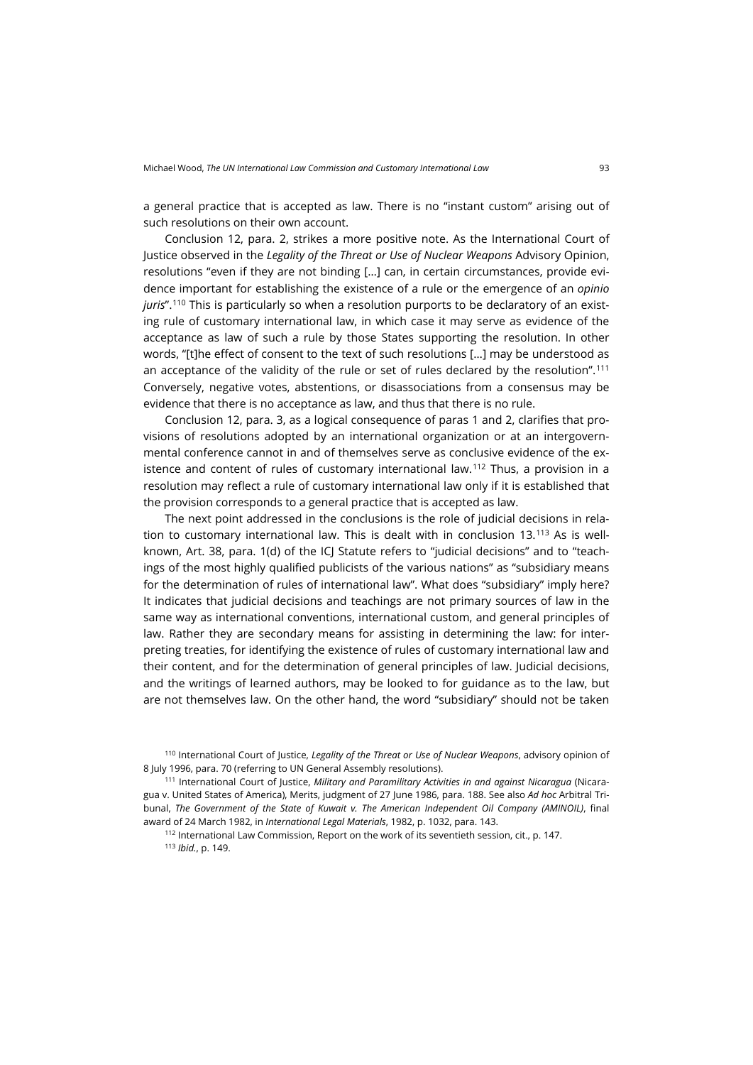a general practice that is accepted as law. There is no "instant custom" arising out of such resolutions on their own account.

Conclusion 12, para. 2, strikes a more positive note. As the International Court of Justice observed in the *Legality of the Threat or Use of Nuclear Weapons* Advisory Opinion, resolutions "even if they are not binding […] can, in certain circumstances, provide evidence important for establishing the existence of a rule or the emergence of an *opinio juris*".[110] This is particularly so when a resolution purports to be declaratory of an existing rule of customary international law, in which case it may serve as evidence of the acceptance as law of such a rule by those States supporting the resolution. In other words, "[t]he effect of consent to the text of such resolutions […] may be understood as an acceptance of the validity of the rule or set of rules declared by the resolution".[111] Conversely, negative votes, abstentions, or disassociations from a consensus may be evidence that there is no acceptance as law, and thus that there is no rule.

Conclusion 12, para. 3, as a logical consequence of paras 1 and 2, clarifies that provisions of resolutions adopted by an international organization or at an intergovernmental conference cannot in and of themselves serve as conclusive evidence of the existence and content of rules of customary international law.[112] Thus, a provision in a resolution may reflect a rule of customary international law only if it is established that the provision corresponds to a general practice that is accepted as law.

The next point addressed in the conclusions is the role of judicial decisions in relation to customary international law. This is dealt with in conclusion 13.[113] As is well-known, Art. 38, para. 1(d) of the ICJ Statute refers to "judicial decisions" and to "teachings of the most highly qualified publicists of the various nations" as "subsidiary means for the determination of rules of international law". What does "subsidiary" imply here? It indicates that judicial decisions and teachings are not primary sources of law in the same way as international conventions, international custom, and general principles of law. Rather they are secondary means for assisting in determining the law: for interpreting treaties, for identifying the existence of rules of customary international law and their content, and for the determination of general principles of law. Judicial decisions, and the writings of learned authors, may be looked to for guidance as to the law, but are not themselves law. On the other hand, the word "subsidiary" should not be taken

[110] International Court of Justice, *Legality of the Threat or Use of Nuclear Weapons*, advisory opinion of 8 July 1996, para. 70 (referring to UN General Assembly resolutions).

[111] International Court of Justice, *Military and Paramilitary Activities in and against Nicaragua* (Nicaragua v. United States of America), Merits, judgment of 27 June 1986, para. 188. See also *Ad hoc* Arbitral Tribunal, *The Government of the State of Kuwait v. The American Independent Oil Company (AMINOIL)*, final award of 24 March 1982, in *International Legal Materials*, 1982, p. 1032, para. 143.

[112] International Law Commission, Report on the work of its seventieth session, cit., p. 147.

[113] *Ibid.*, p. 149.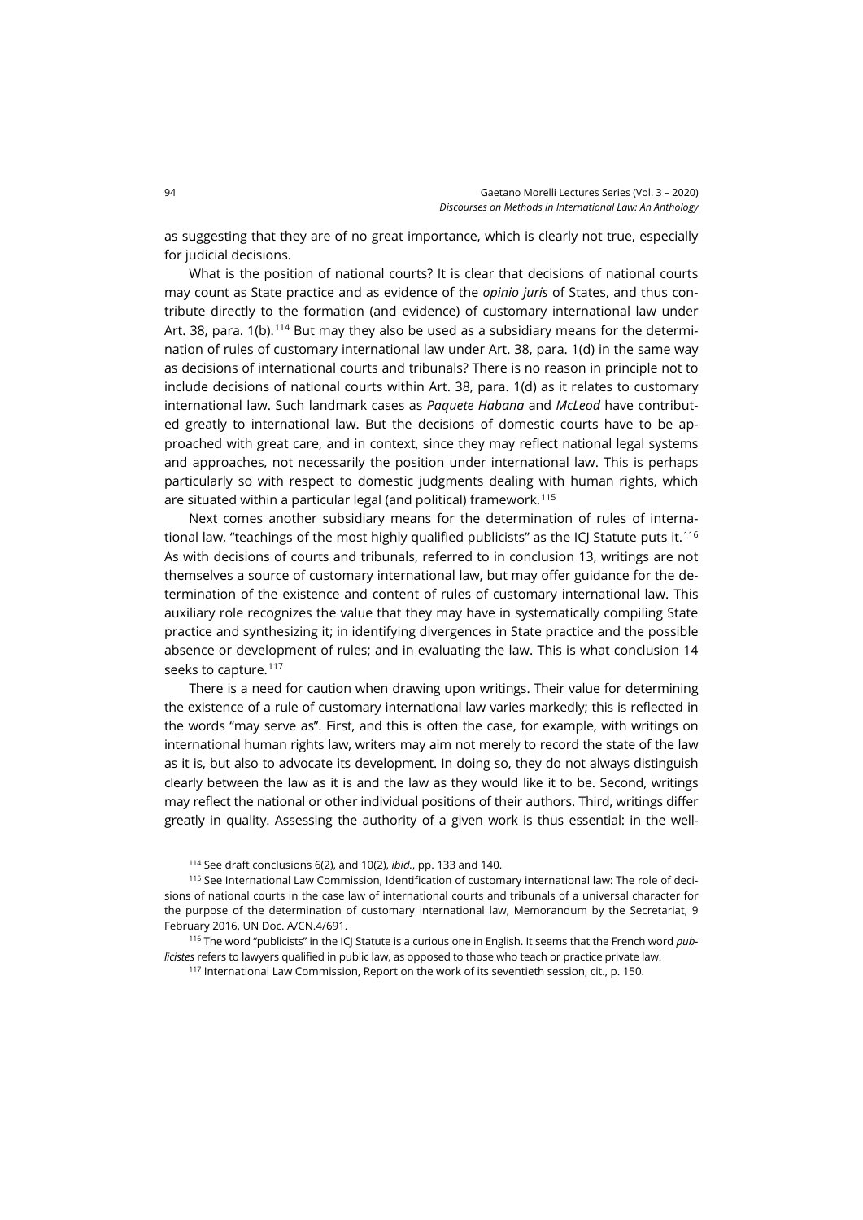as suggesting that they are of no great importance, which is clearly not true, especially for judicial decisions.

What is the position of national courts? It is clear that decisions of national courts may count as State practice and as evidence of the *opinio juris* of States, and thus contribute directly to the formation (and evidence) of customary international law under Art. 38, para. 1(b).[114] But may they also be used as a subsidiary means for the determination of rules of customary international law under Art. 38, para. 1(d) in the same way as decisions of international courts and tribunals? There is no reason in principle not to include decisions of national courts within Art. 38, para. 1(d) as it relates to customary international law. Such landmark cases as *Paquete Habana* and *McLeod* have contributed greatly to international law. But the decisions of domestic courts have to be approached with great care, and in context, since they may reflect national legal systems and approaches, not necessarily the position under international law. This is perhaps particularly so with respect to domestic judgments dealing with human rights, which are situated within a particular legal (and political) framework.[115]

Next comes another subsidiary means for the determination of rules of international law, "teachings of the most highly qualified publicists" as the ICJ Statute puts it.[116] As with decisions of courts and tribunals, referred to in conclusion 13, writings are not themselves a source of customary international law, but may offer guidance for the determination of the existence and content of rules of customary international law. This auxiliary role recognizes the value that they may have in systematically compiling State practice and synthesizing it; in identifying divergences in State practice and the possible absence or development of rules; and in evaluating the law. This is what conclusion 14 seeks to capture.[117]

There is a need for caution when drawing upon writings. Their value for determining the existence of a rule of customary international law varies markedly; this is reflected in the words "may serve as". First, and this is often the case, for example, with writings on international human rights law, writers may aim not merely to record the state of the law as it is, but also to advocate its development. In doing so, they do not always distinguish clearly between the law as it is and the law as they would like it to be. Second, writings may reflect the national or other individual positions of their authors. Third, writings differ greatly in quality. Assessing the authority of a given work is thus essential: in the well-

---

[114] See draft conclusions 6(2), and 10(2), *ibid.*, pp. 133 and 140.

[115] See International Law Commission, Identification of customary international law: The role of decisions of national courts in the case law of international courts and tribunals of a universal character for the purpose of the determination of customary international law, Memorandum by the Secretariat, 9 February 2016, UN Doc. A/CN.4/691.

[116] The word "publicists" in the ICJ Statute is a curious one in English. It seems that the French word *publicistes* refers to lawyers qualified in public law, as opposed to those who teach or practice private law.

[117] International Law Commission, Report on the work of its seventieth session, cit., p. 150.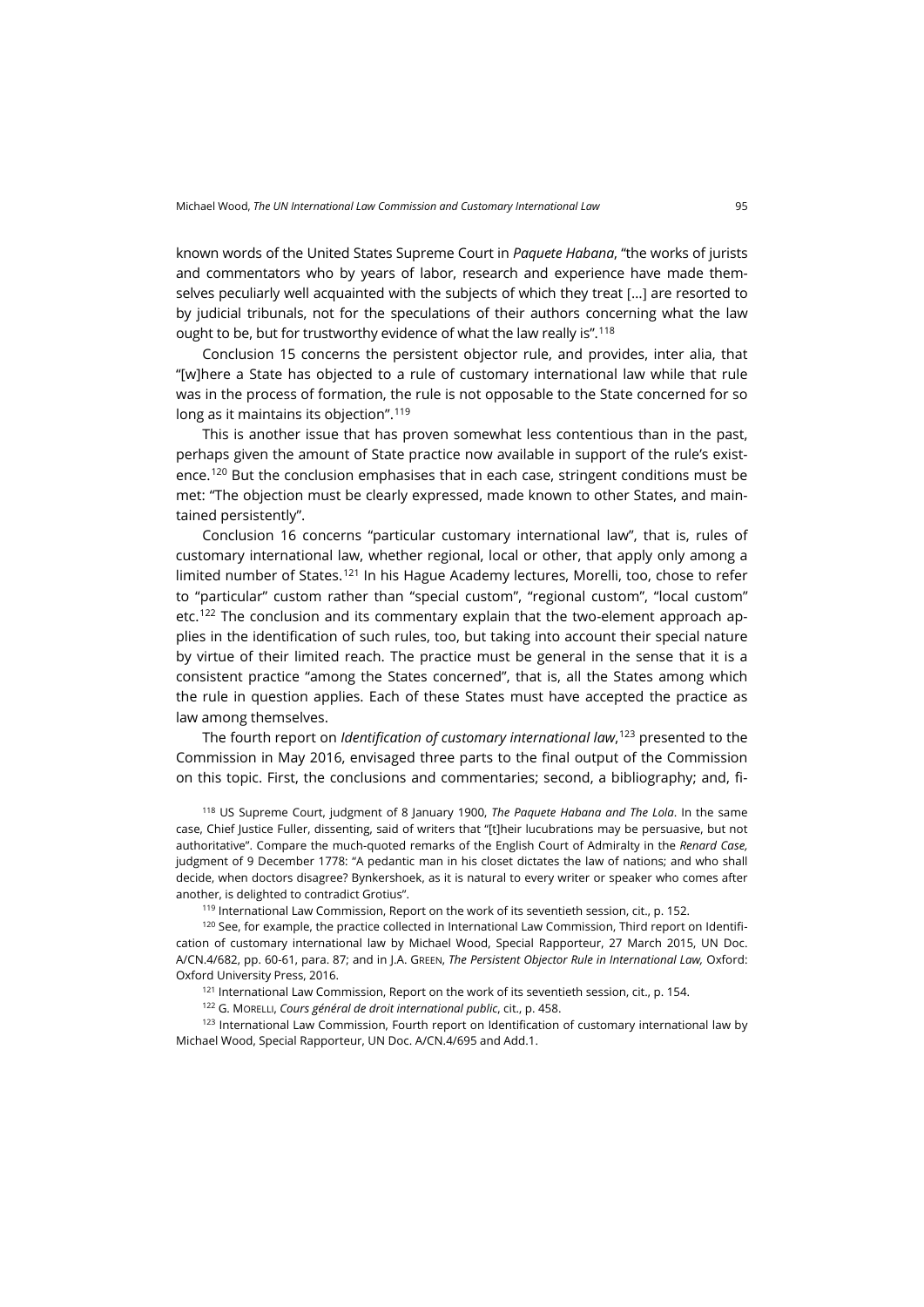known words of the United States Supreme Court in *Paquete Habana*, "the works of jurists and commentators who by years of labor, research and experience have made themselves peculiarly well acquainted with the subjects of which they treat [...] are resorted to by judicial tribunals, not for the speculations of their authors concerning what the law ought to be, but for trustworthy evidence of what the law really is".[118]

Conclusion 15 concerns the persistent objector rule, and provides, inter alia, that "[w]here a State has objected to a rule of customary international law while that rule was in the process of formation, the rule is not opposable to the State concerned for so long as it maintains its objection".[119]

This is another issue that has proven somewhat less contentious than in the past, perhaps given the amount of State practice now available in support of the rule's existence.[120] But the conclusion emphasises that in each case, stringent conditions must be met: "The objection must be clearly expressed, made known to other States, and maintained persistently".

Conclusion 16 concerns "particular customary international law", that is, rules of customary international law, whether regional, local or other, that apply only among a limited number of States.[121] In his Hague Academy lectures, Morelli, too, chose to refer to "particular" custom rather than "special custom", "regional custom", "local custom" etc.[122] The conclusion and its commentary explain that the two-element approach applies in the identification of such rules, too, but taking into account their special nature by virtue of their limited reach. The practice must be general in the sense that it is a consistent practice "among the States concerned", that is, all the States among which the rule in question applies. Each of these States must have accepted the practice as law among themselves.

The fourth report on *Identification of customary international law*,[123] presented to the Commission in May 2016, envisaged three parts to the final output of the Commission on this topic. First, the conclusions and commentaries; second, a bibliography; and, fi-

[118] US Supreme Court, judgment of 8 January 1900, *The Paquete Habana and The Lola*. In the same case, Chief Justice Fuller, dissenting, said of writers that "[t]heir lucubrations may be persuasive, but not authoritative". Compare the much-quoted remarks of the English Court of Admiralty in the *Renard Case,* judgment of 9 December 1778: "A pedantic man in his closet dictates the law of nations; and who shall decide, when doctors disagree? Bynkershoek, as it is natural to every writer or speaker who comes after another, is delighted to contradict Grotius".

[119] International Law Commission, Report on the work of its seventieth session, cit., p. 152.

[120] See, for example, the practice collected in International Law Commission, Third report on Identification of customary international law by Michael Wood, Special Rapporteur, 27 March 2015, UN Doc. A/CN.4/682, pp. 60-61, para. 87; and in J.A. Green, *The Persistent Objector Rule in International Law,* Oxford: Oxford University Press, 2016.

[121] International Law Commission, Report on the work of its seventieth session, cit., p. 154.

[122] G. Morelli, *Cours général de droit international public*, cit., p. 458.

[123] International Law Commission, Fourth report on Identification of customary international law by Michael Wood, Special Rapporteur, UN Doc. A/CN.4/695 and Add.1.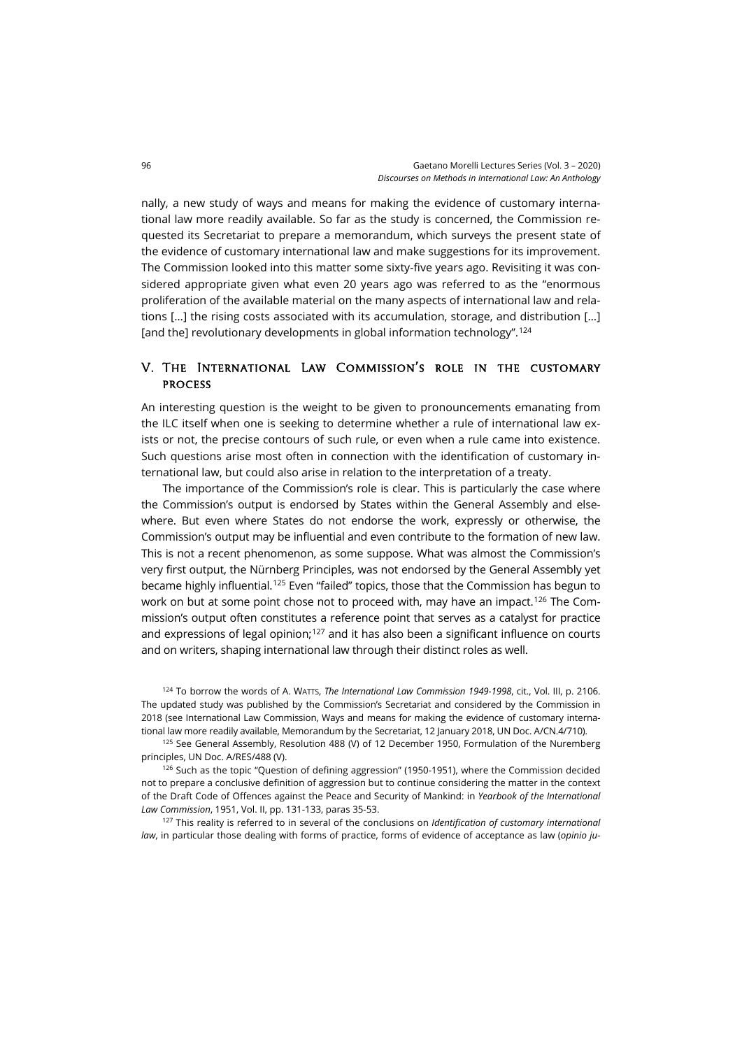nally, a new study of ways and means for making the evidence of customary international law more readily available. So far as the study is concerned, the Commission requested its Secretariat to prepare a memorandum, which surveys the present state of the evidence of customary international law and make suggestions for its improvement. The Commission looked into this matter some sixty-five years ago. Revisiting it was considered appropriate given what even 20 years ago was referred to as the "enormous proliferation of the available material on the many aspects of international law and relations […] the rising costs associated with its accumulation, storage, and distribution […] [and the] revolutionary developments in global information technology".[124]

## V. The International Law Commission's role in the customary process

An interesting question is the weight to be given to pronouncements emanating from the ILC itself when one is seeking to determine whether a rule of international law exists or not, the precise contours of such rule, or even when a rule came into existence. Such questions arise most often in connection with the identification of customary international law, but could also arise in relation to the interpretation of a treaty.

The importance of the Commission's role is clear. This is particularly the case where the Commission's output is endorsed by States within the General Assembly and elsewhere. But even where States do not endorse the work, expressly or otherwise, the Commission's output may be influential and even contribute to the formation of new law. This is not a recent phenomenon, as some suppose. What was almost the Commission's very first output, the Nürnberg Principles, was not endorsed by the General Assembly yet became highly influential.[125] Even "failed" topics, those that the Commission has begun to work on but at some point chose not to proceed with, may have an impact.[126] The Commission's output often constitutes a reference point that serves as a catalyst for practice and expressions of legal opinion;[127] and it has also been a significant influence on courts and on writers, shaping international law through their distinct roles as well.

---

[124] To borrow the words of A. Watts, *The International Law Commission 1949-1998*, cit., Vol. III, p. 2106. The updated study was published by the Commission's Secretariat and considered by the Commission in 2018 (see International Law Commission, Ways and means for making the evidence of customary international law more readily available, Memorandum by the Secretariat, 12 January 2018, UN Doc. A/CN.4/710).

[125] See General Assembly, Resolution 488 (V) of 12 December 1950, Formulation of the Nuremberg principles, UN Doc. A/RES/488 (V).

[126] Such as the topic "Question of defining aggression" (1950-1951), where the Commission decided not to prepare a conclusive definition of aggression but to continue considering the matter in the context of the Draft Code of Offences against the Peace and Security of Mankind: in *Yearbook of the International Law Commission*, 1951, Vol. II, pp. 131-133, paras 35-53.

[127] This reality is referred to in several of the conclusions on *Identification of customary international law*, in particular those dealing with forms of practice, forms of evidence of acceptance as law (*opinio ju-*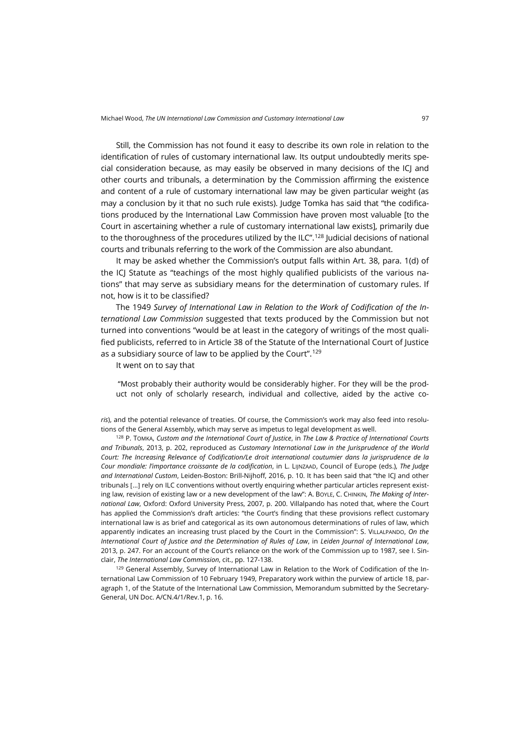Still, the Commission has not found it easy to describe its own role in relation to the identification of rules of customary international law. Its output undoubtedly merits special consideration because, as may easily be observed in many decisions of the ICJ and other courts and tribunals, a determination by the Commission affirming the existence and content of a rule of customary international law may be given particular weight (as may a conclusion by it that no such rule exists). Judge Tomka has said that "the codifications produced by the International Law Commission have proven most valuable [to the Court in ascertaining whether a rule of customary international law exists], primarily due to the thoroughness of the procedures utilized by the ILC".[128] Judicial decisions of national courts and tribunals referring to the work of the Commission are also abundant.

It may be asked whether the Commission's output falls within Art. 38, para. 1(d) of the ICJ Statute as "teachings of the most highly qualified publicists of the various nations" that may serve as subsidiary means for the determination of customary rules. If not, how is it to be classified?

The 1949 *Survey of International Law in Relation to the Work of Codification of the International Law Commission* suggested that texts produced by the Commission but not turned into conventions "would be at least in the category of writings of the most qualified publicists, referred to in Article 38 of the Statute of the International Court of Justice as a subsidiary source of law to be applied by the Court".[129]

It went on to say that

> "Most probably their authority would be considerably higher. For they will be the product not only of scholarly research, individual and collective, aided by the active co-

*ris*), and the potential relevance of treaties. Of course, the Commission's work may also feed into resolutions of the General Assembly, which may serve as impetus to legal development as well.

[128] P. TOMKA, *Custom and the International Court of Justice*, in *The Law & Practice of International Courts and Tribunals*, 2013, p. 202, reproduced as *Customary International Law in the Jurisprudence of the World Court: The Increasing Relevance of Codification/Le droit international coutumier dans la jurisprudence de la Cour mondiale: l'importance croissante de la codification*, in L. LIJNZAAD, Council of Europe (eds.), *The Judge and International Custom*, Leiden-Boston: Brill-Nijhoff, 2016, p. 10. It has been said that "the ICJ and other tribunals [...] rely on ILC conventions without overtly enquiring whether particular articles represent existing law, revision of existing law or a new development of the law": A. BOYLE, C. CHINKIN, *The Making of International Law*, Oxford: Oxford University Press, 2007, p. 200. Villalpando has noted that, where the Court has applied the Commission's draft articles: "the Court's finding that these provisions reflect customary international law is as brief and categorical as its own autonomous determinations of rules of law, which apparently indicates an increasing trust placed by the Court in the Commission": S. VILLALPANDO, *On the International Court of Justice and the Determination of Rules of Law*, in *Leiden Journal of International Law*, 2013, p. 247. For an account of the Court's reliance on the work of the Commission up to 1987, see I. Sinclair, *The International Law Commission*, cit., pp. 127-138.

[129] General Assembly, Survey of International Law in Relation to the Work of Codification of the International Law Commission of 10 February 1949, Preparatory work within the purview of article 18, paragraph 1, of the Statute of the International Law Commission, Memorandum submitted by the Secretary-General, UN Doc. A/CN.4/1/Rev.1, p. 16.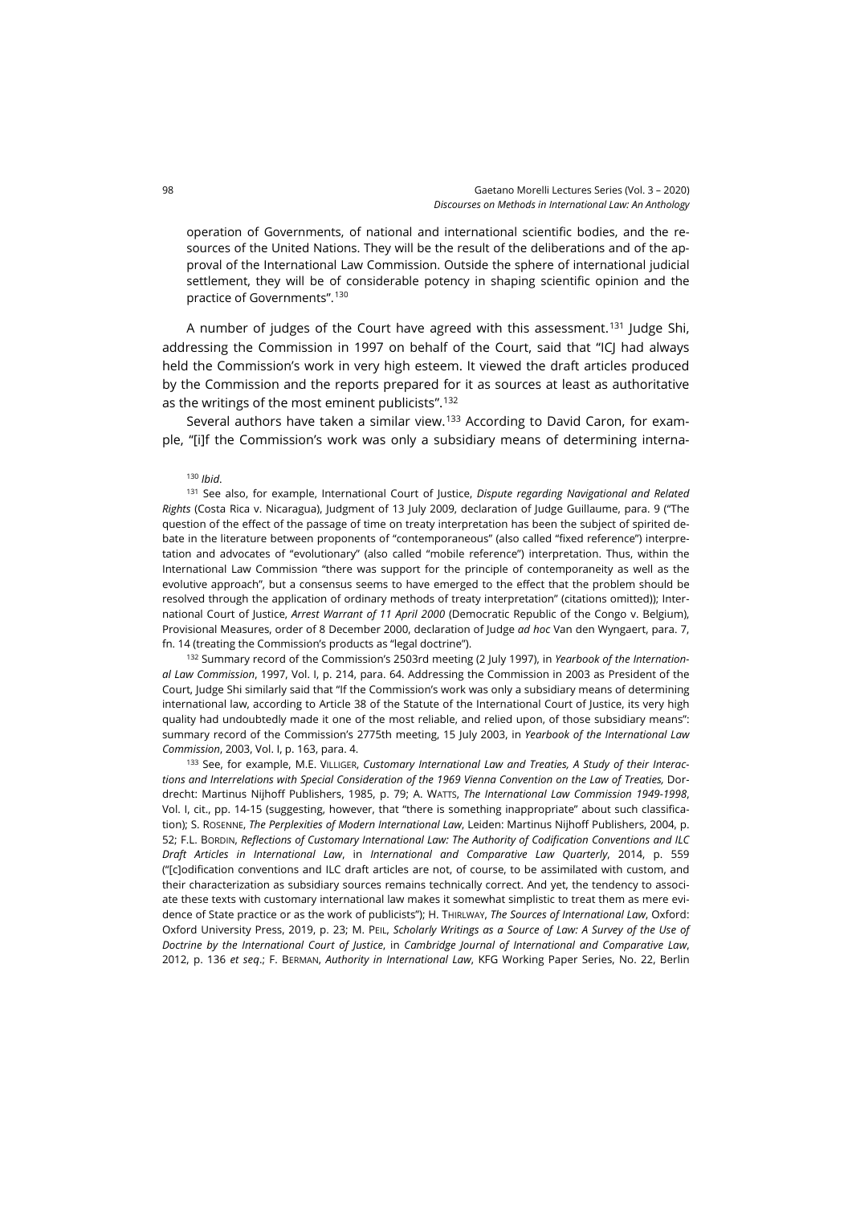operation of Governments, of national and international scientific bodies, and the resources of the United Nations. They will be the result of the deliberations and of the approval of the International Law Commission. Outside the sphere of international judicial settlement, they will be of considerable potency in shaping scientific opinion and the practice of Governments".[130]

A number of judges of the Court have agreed with this assessment.[131] Judge Shi, addressing the Commission in 1997 on behalf of the Court, said that "ICJ had always held the Commission's work in very high esteem. It viewed the draft articles produced by the Commission and the reports prepared for it as sources at least as authoritative as the writings of the most eminent publicists".[132]

Several authors have taken a similar view.[133] According to David Caron, for example, "[i]f the Commission's work was only a subsidiary means of determining interna-

[130] *Ibid*.

[131] See also, for example, International Court of Justice, *Dispute regarding Navigational and Related Rights* (Costa Rica v. Nicaragua), Judgment of 13 July 2009, declaration of Judge Guillaume, para. 9 ("The question of the effect of the passage of time on treaty interpretation has been the subject of spirited debate in the literature between proponents of "contemporaneous" (also called "fixed reference") interpretation and advocates of "evolutionary" (also called "mobile reference") interpretation. Thus, within the International Law Commission "there was support for the principle of contemporaneity as well as the evolutive approach", but a consensus seems to have emerged to the effect that the problem should be resolved through the application of ordinary methods of treaty interpretation" (citations omitted)); International Court of Justice, *Arrest Warrant of 11 April 2000* (Democratic Republic of the Congo v. Belgium), Provisional Measures, order of 8 December 2000, declaration of Judge *ad hoc* Van den Wyngaert, para. 7, fn. 14 (treating the Commission's products as "legal doctrine").

[132] Summary record of the Commission's 2503rd meeting (2 July 1997), in *Yearbook of the International Law Commission*, 1997, Vol. I, p. 214, para. 64. Addressing the Commission in 2003 as President of the Court, Judge Shi similarly said that "If the Commission's work was only a subsidiary means of determining international law, according to Article 38 of the Statute of the International Court of Justice, its very high quality had undoubtedly made it one of the most reliable, and relied upon, of those subsidiary means": summary record of the Commission's 2775th meeting, 15 July 2003, in *Yearbook of the International Law Commission*, 2003, Vol. I, p. 163, para. 4.

[133] See, for example, M.E. Villiger, *Customary International Law and Treaties, A Study of their Interactions and Interrelations with Special Consideration of the 1969 Vienna Convention on the Law of Treaties,* Dordrecht: Martinus Nijhoff Publishers, 1985, p. 79; A. Watts, *The International Law Commission 1949-1998*, Vol. I, cit., pp. 14-15 (suggesting, however, that "there is something inappropriate" about such classification); S. Rosenne, *The Perplexities of Modern International Law*, Leiden: Martinus Nijhoff Publishers, 2004, p. 52; F.L. Bordin, *Reflections of Customary International Law: The Authority of Codification Conventions and ILC Draft Articles in International Law*, in *International and Comparative Law Quarterly*, 2014, p. 559 ("[c]odification conventions and ILC draft articles are not, of course, to be assimilated with custom, and their characterization as subsidiary sources remains technically correct. And yet, the tendency to associate these texts with customary international law makes it somewhat simplistic to treat them as mere evidence of State practice or as the work of publicists"); H. Thirlway, *The Sources of International Law*, Oxford: Oxford University Press, 2019, p. 23; M. Peil, *Scholarly Writings as a Source of Law: A Survey of the Use of Doctrine by the International Court of Justice*, in *Cambridge Journal of International and Comparative Law*, 2012, p. 136 *et seq*.; F. Berman, *Authority in International Law*, KFG Working Paper Series, No. 22, Berlin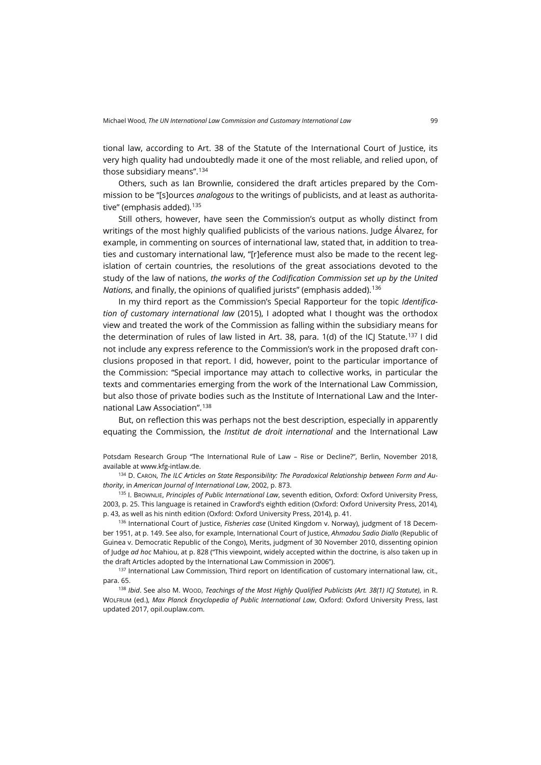tional law, according to Art. 38 of the Statute of the International Court of Justice, its very high quality had undoubtedly made it one of the most reliable, and relied upon, of those subsidiary means".[134]

Others, such as Ian Brownlie, considered the draft articles prepared by the Commission to be "[s]ources *analogous* to the writings of publicists, and at least as authoritative" (emphasis added).[135]

Still others, however, have seen the Commission's output as wholly distinct from writings of the most highly qualified publicists of the various nations. Judge Álvarez, for example, in commenting on sources of international law, stated that, in addition to treaties and customary international law, "[r]eference must also be made to the recent legislation of certain countries, the resolutions of the great associations devoted to the study of the law of nations, *the works of the Codification Commission set up by the United Nations*, and finally, the opinions of qualified jurists" (emphasis added).[136]

In my third report as the Commission's Special Rapporteur for the topic *Identification of customary international law* (2015), I adopted what I thought was the orthodox view and treated the work of the Commission as falling within the subsidiary means for the determination of rules of law listed in Art. 38, para. 1(d) of the ICJ Statute.[137] I did not include any express reference to the Commission's work in the proposed draft conclusions proposed in that report. I did, however, point to the particular importance of the Commission: "Special importance may attach to collective works, in particular the texts and commentaries emerging from the work of the International Law Commission, but also those of private bodies such as the Institute of International Law and the International Law Association".[138]

But, on reflection this was perhaps not the best description, especially in apparently equating the Commission, the *Institut de droit international* and the International Law

Potsdam Research Group "The International Rule of Law – Rise or Decline?", Berlin, November 2018, available at www.kfg-intlaw.de.

[134] D. CARON, *The ILC Articles on State Responsibility: The Paradoxical Relationship between Form and Authority*, in *American Journal of International Law*, 2002, p. 873.

[135] I. BROWNLIE, *Principles of Public International Law*, seventh edition, Oxford: Oxford University Press, 2003, p. 25. This language is retained in Crawford's eighth edition (Oxford: Oxford University Press, 2014), p. 43, as well as his ninth edition (Oxford: Oxford University Press, 2014), p. 41.

[136] International Court of Justice, *Fisheries case* (United Kingdom v. Norway), judgment of 18 December 1951, at p. 149. See also, for example, International Court of Justice, *Ahmadou Sadio Diallo* (Republic of Guinea v. Democratic Republic of the Congo), Merits, judgment of 30 November 2010, dissenting opinion of Judge *ad hoc* Mahiou, at p. 828 ("This viewpoint, widely accepted within the doctrine, is also taken up in the draft Articles adopted by the International Law Commission in 2006").

[137] International Law Commission, Third report on Identification of customary international law, cit., para. 65.

[138] *Ibid*. See also M. WOOD, *Teachings of the Most Highly Qualified Publicists (Art. 38(1) ICJ Statute)*, in R. WOLFRUM (ed.), *Max Planck Encyclopedia of Public International Law*, Oxford: Oxford University Press, last updated 2017, opil.ouplaw.com.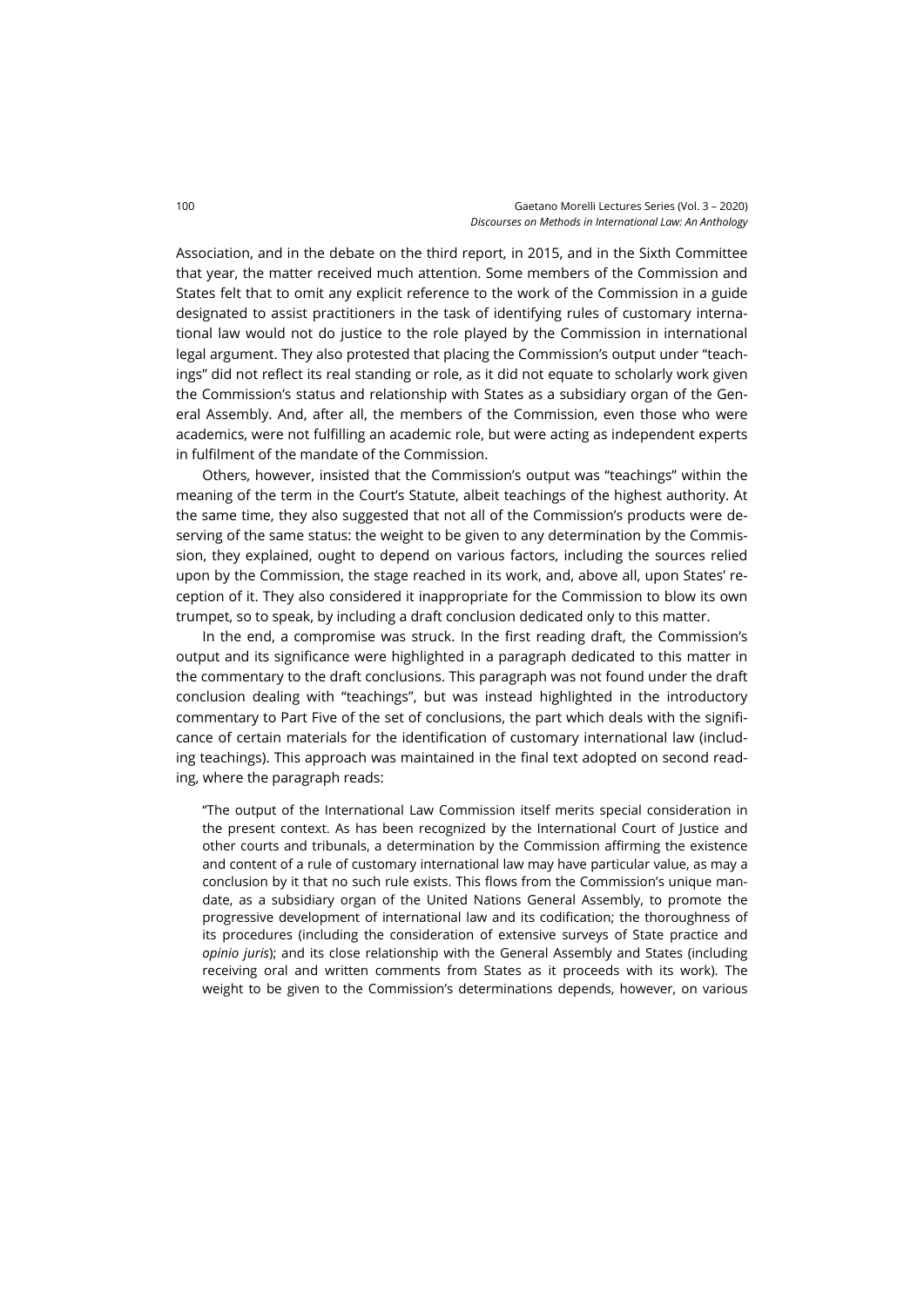Association, and in the debate on the third report, in 2015, and in the Sixth Committee that year, the matter received much attention. Some members of the Commission and States felt that to omit any explicit reference to the work of the Commission in a guide designated to assist practitioners in the task of identifying rules of customary international law would not do justice to the role played by the Commission in international legal argument. They also protested that placing the Commission's output under "teachings" did not reflect its real standing or role, as it did not equate to scholarly work given the Commission's status and relationship with States as a subsidiary organ of the General Assembly. And, after all, the members of the Commission, even those who were academics, were not fulfilling an academic role, but were acting as independent experts in fulfilment of the mandate of the Commission.

Others, however, insisted that the Commission's output was "teachings" within the meaning of the term in the Court's Statute, albeit teachings of the highest authority. At the same time, they also suggested that not all of the Commission's products were deserving of the same status: the weight to be given to any determination by the Commission, they explained, ought to depend on various factors, including the sources relied upon by the Commission, the stage reached in its work, and, above all, upon States' reception of it. They also considered it inappropriate for the Commission to blow its own trumpet, so to speak, by including a draft conclusion dedicated only to this matter.

In the end, a compromise was struck. In the first reading draft, the Commission's output and its significance were highlighted in a paragraph dedicated to this matter in the commentary to the draft conclusions. This paragraph was not found under the draft conclusion dealing with "teachings", but was instead highlighted in the introductory commentary to Part Five of the set of conclusions, the part which deals with the significance of certain materials for the identification of customary international law (including teachings). This approach was maintained in the final text adopted on second reading, where the paragraph reads:

> "The output of the International Law Commission itself merits special consideration in the present context. As has been recognized by the International Court of Justice and other courts and tribunals, a determination by the Commission affirming the existence and content of a rule of customary international law may have particular value, as may a conclusion by it that no such rule exists. This flows from the Commission's unique mandate, as a subsidiary organ of the United Nations General Assembly, to promote the progressive development of international law and its codification; the thoroughness of its procedures (including the consideration of extensive surveys of State practice and *opinio juris*); and its close relationship with the General Assembly and States (including receiving oral and written comments from States as it proceeds with its work). The weight to be given to the Commission's determinations depends, however, on various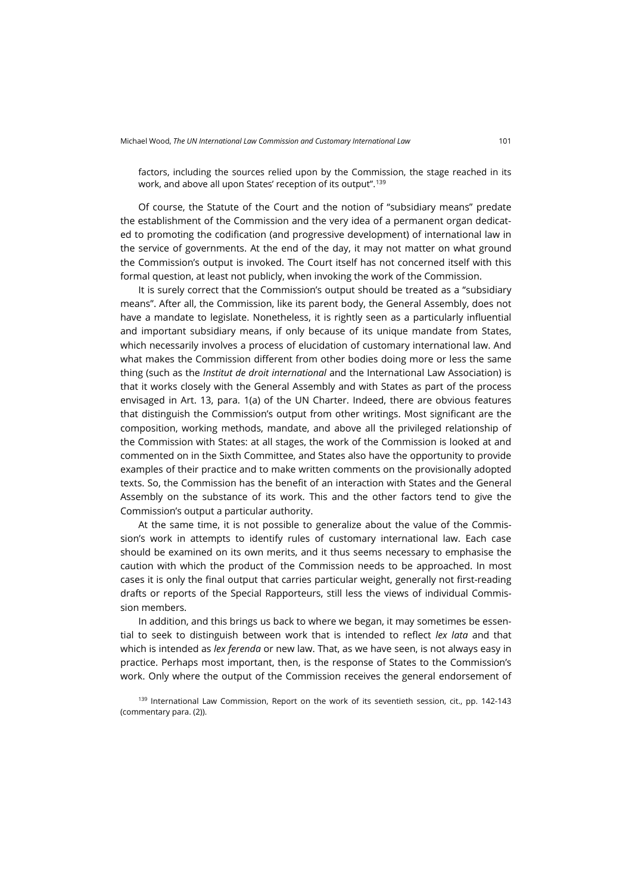factors, including the sources relied upon by the Commission, the stage reached in its work, and above all upon States' reception of its output".[139]

Of course, the Statute of the Court and the notion of "subsidiary means" predate the establishment of the Commission and the very idea of a permanent organ dedicated to promoting the codification (and progressive development) of international law in the service of governments. At the end of the day, it may not matter on what ground the Commission's output is invoked. The Court itself has not concerned itself with this formal question, at least not publicly, when invoking the work of the Commission.

It is surely correct that the Commission's output should be treated as a "subsidiary means". After all, the Commission, like its parent body, the General Assembly, does not have a mandate to legislate. Nonetheless, it is rightly seen as a particularly influential and important subsidiary means, if only because of its unique mandate from States, which necessarily involves a process of elucidation of customary international law. And what makes the Commission different from other bodies doing more or less the same thing (such as the *Institut de droit international* and the International Law Association) is that it works closely with the General Assembly and with States as part of the process envisaged in Art. 13, para. 1(a) of the UN Charter. Indeed, there are obvious features that distinguish the Commission's output from other writings. Most significant are the composition, working methods, mandate, and above all the privileged relationship of the Commission with States: at all stages, the work of the Commission is looked at and commented on in the Sixth Committee, and States also have the opportunity to provide examples of their practice and to make written comments on the provisionally adopted texts. So, the Commission has the benefit of an interaction with States and the General Assembly on the substance of its work. This and the other factors tend to give the Commission's output a particular authority.

At the same time, it is not possible to generalize about the value of the Commission's work in attempts to identify rules of customary international law. Each case should be examined on its own merits, and it thus seems necessary to emphasise the caution with which the product of the Commission needs to be approached. In most cases it is only the final output that carries particular weight, generally not first-reading drafts or reports of the Special Rapporteurs, still less the views of individual Commission members.

In addition, and this brings us back to where we began, it may sometimes be essential to seek to distinguish between work that is intended to reflect *lex lata* and that which is intended as *lex ferenda* or new law. That, as we have seen, is not always easy in practice. Perhaps most important, then, is the response of States to the Commission's work. Only where the output of the Commission receives the general endorsement of

[139] International Law Commission, Report on the work of its seventieth session, cit., pp. 142-143 (commentary para. (2)).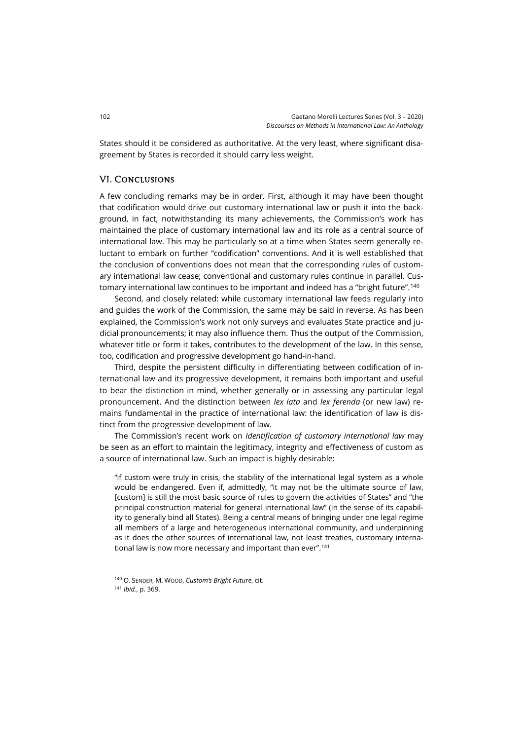States should it be considered as authoritative. At the very least, where significant disagreement by States is recorded it should carry less weight.

## VI. Conclusions

A few concluding remarks may be in order. First, although it may have been thought that codification would drive out customary international law or push it into the background, in fact, notwithstanding its many achievements, the Commission's work has maintained the place of customary international law and its role as a central source of international law. This may be particularly so at a time when States seem generally reluctant to embark on further "codification" conventions. And it is well established that the conclusion of conventions does not mean that the corresponding rules of customary international law cease; conventional and customary rules continue in parallel. Customary international law continues to be important and indeed has a "bright future".[140]

Second, and closely related: while customary international law feeds regularly into and guides the work of the Commission, the same may be said in reverse. As has been explained, the Commission's work not only surveys and evaluates State practice and judicial pronouncements; it may also influence them. Thus the output of the Commission, whatever title or form it takes, contributes to the development of the law. In this sense, too, codification and progressive development go hand-in-hand.

Third, despite the persistent difficulty in differentiating between codification of international law and its progressive development, it remains both important and useful to bear the distinction in mind, whether generally or in assessing any particular legal pronouncement. And the distinction between *lex lata* and *lex ferenda* (or new law) remains fundamental in the practice of international law: the identification of law is distinct from the progressive development of law.

The Commission's recent work on *Identification of customary international law* may be seen as an effort to maintain the legitimacy, integrity and effectiveness of custom as a source of international law. Such an impact is highly desirable:

> "if custom were truly in crisis, the stability of the international legal system as a whole would be endangered. Even if, admittedly, "it may not be the ultimate source of law, [custom] is still the most basic source of rules to govern the activities of States" and "the principal construction material for general international law" (in the sense of its capability to generally bind all States). Being a central means of bringing under one legal regime all members of a large and heterogeneous international community, and underpinning as it does the other sources of international law, not least treaties, customary international law is now more necessary and important than ever".[141]

[140] O. Sender, M. Wood, *Custom's Bright Future*, cit.
[141] *Ibid.*, p. 369.